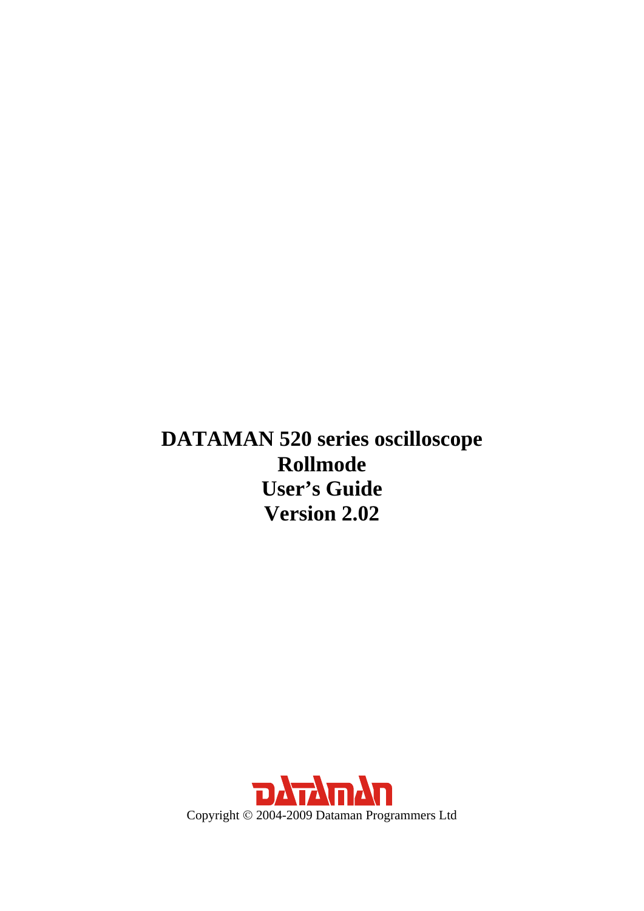# DATAMAN 520 series oscilloscope
# Rollmode
# User's Guide
# Version 2.02

DATAMAN

Copyright © 2004-2009 Dataman Programmers Ltd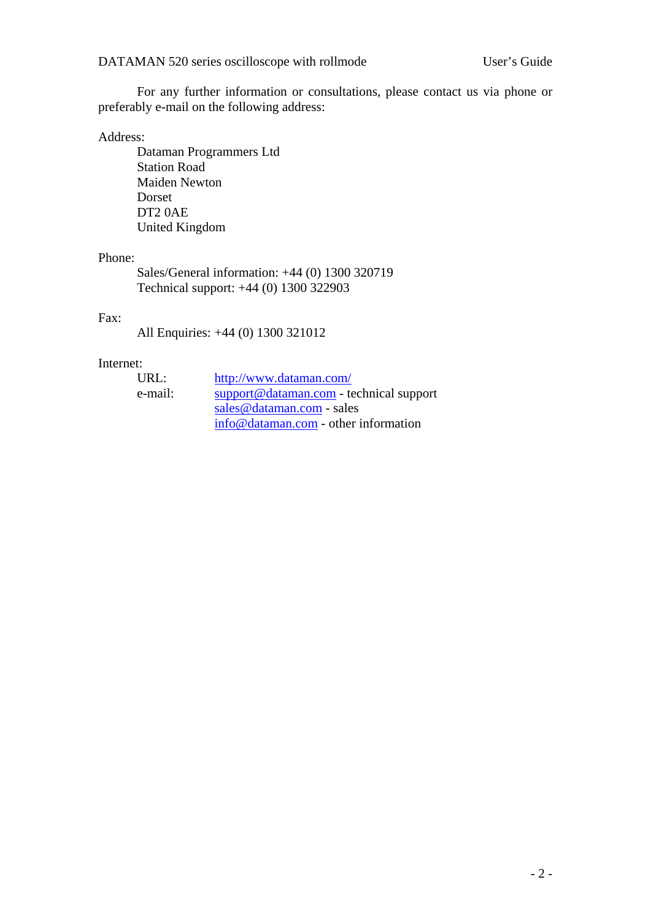For any further information or consultations, please contact us via phone or preferably e-mail on the following address:

Address:

Dataman Programmers Ltd
Station Road
Maiden Newton
Dorset
DT2 0AE
United Kingdom

Phone:

Sales/General information: +44 (0) 1300 320719
Technical support: +44 (0) 1300 322903

Fax:

All Enquiries: +44 (0) 1300 321012

Internet:

URL: http://www.dataman.com/
e-mail: support@dataman.com - technical support
sales@dataman.com - sales
info@dataman.com - other information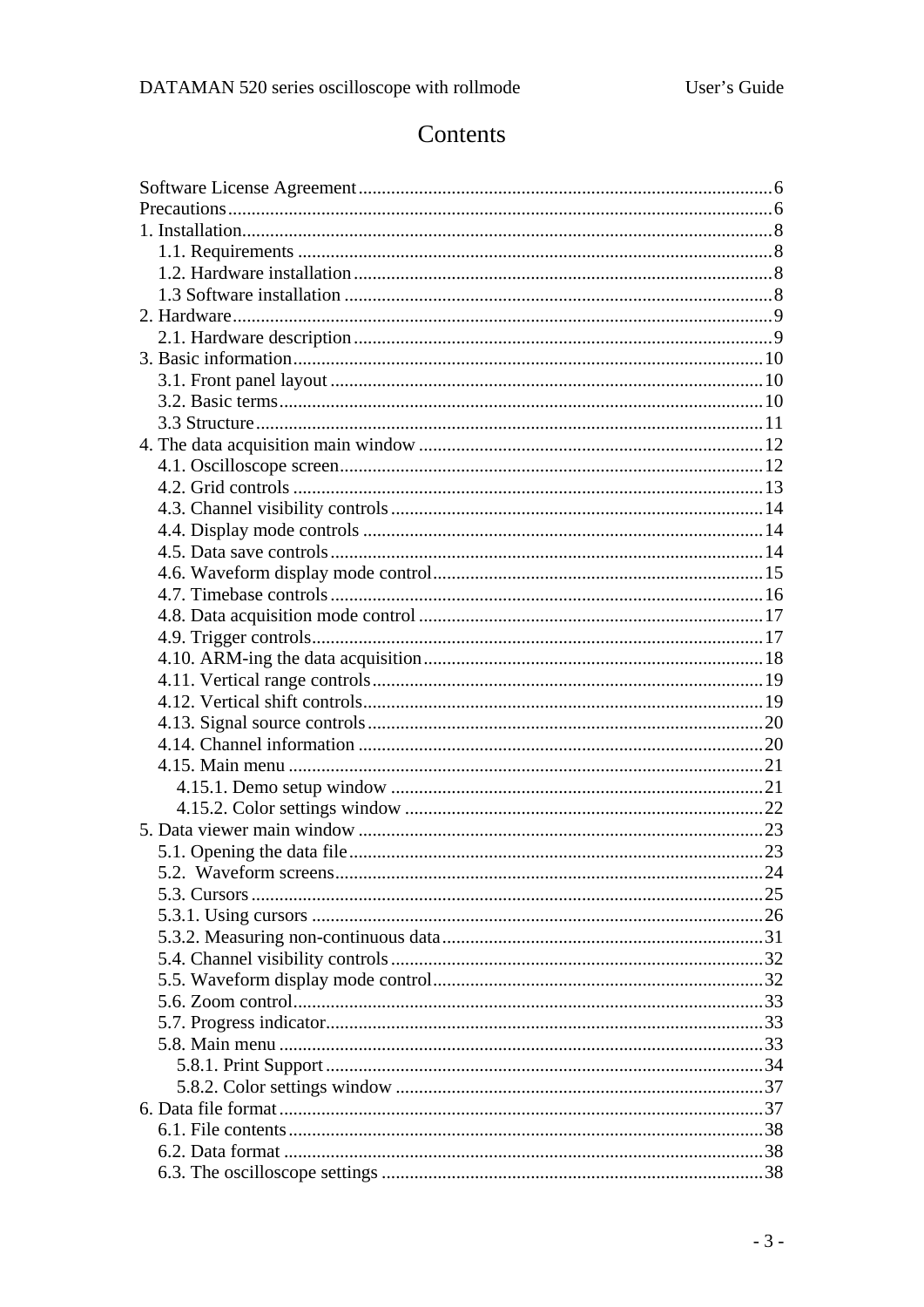# Contents

Software License Agreement ........ 6
Precautions ........ 6
1. Installation ........ 8
- 1.1. Requirements ........ 8
- 1.2. Hardware installation ........ 8
- 1.3 Software installation ........ 8

2. Hardware ........ 9
- 2.1. Hardware description ........ 9

3. Basic information ........ 10
- 3.1. Front panel layout ........ 10
- 3.2. Basic terms ........ 10
- 3.3 Structure ........ 11

4. The data acquisition main window ........ 12
- 4.1. Oscilloscope screen ........ 12
- 4.2. Grid controls ........ 13
- 4.3. Channel visibility controls ........ 14
- 4.4. Display mode controls ........ 14
- 4.5. Data save controls ........ 14
- 4.6. Waveform display mode control ........ 15
- 4.7. Timebase controls ........ 16
- 4.8. Data acquisition mode control ........ 17
- 4.9. Trigger controls ........ 17
- 4.10. ARM-ing the data acquisition ........ 18
- 4.11. Vertical range controls ........ 19
- 4.12. Vertical shift controls ........ 19
- 4.13. Signal source controls ........ 20
- 4.14. Channel information ........ 20
- 4.15. Main menu ........ 21
  - 4.15.1. Demo setup window ........ 21
  - 4.15.2. Color settings window ........ 22

5. Data viewer main window ........ 23
- 5.1. Opening the data file ........ 23
- 5.2. Waveform screens ........ 24
- 5.3. Cursors ........ 25
- 5.3.1. Using cursors ........ 26
- 5.3.2. Measuring non-continuous data ........ 31
- 5.4. Channel visibility controls ........ 32
- 5.5. Waveform display mode control ........ 32
- 5.6. Zoom control ........ 33
- 5.7. Progress indicator ........ 33
- 5.8. Main menu ........ 33
  - 5.8.1. Print Support ........ 34
  - 5.8.2. Color settings window ........ 37

6. Data file format ........ 37
- 6.1. File contents ........ 38
- 6.2. Data format ........ 38
- 6.3. The oscilloscope settings ........ 38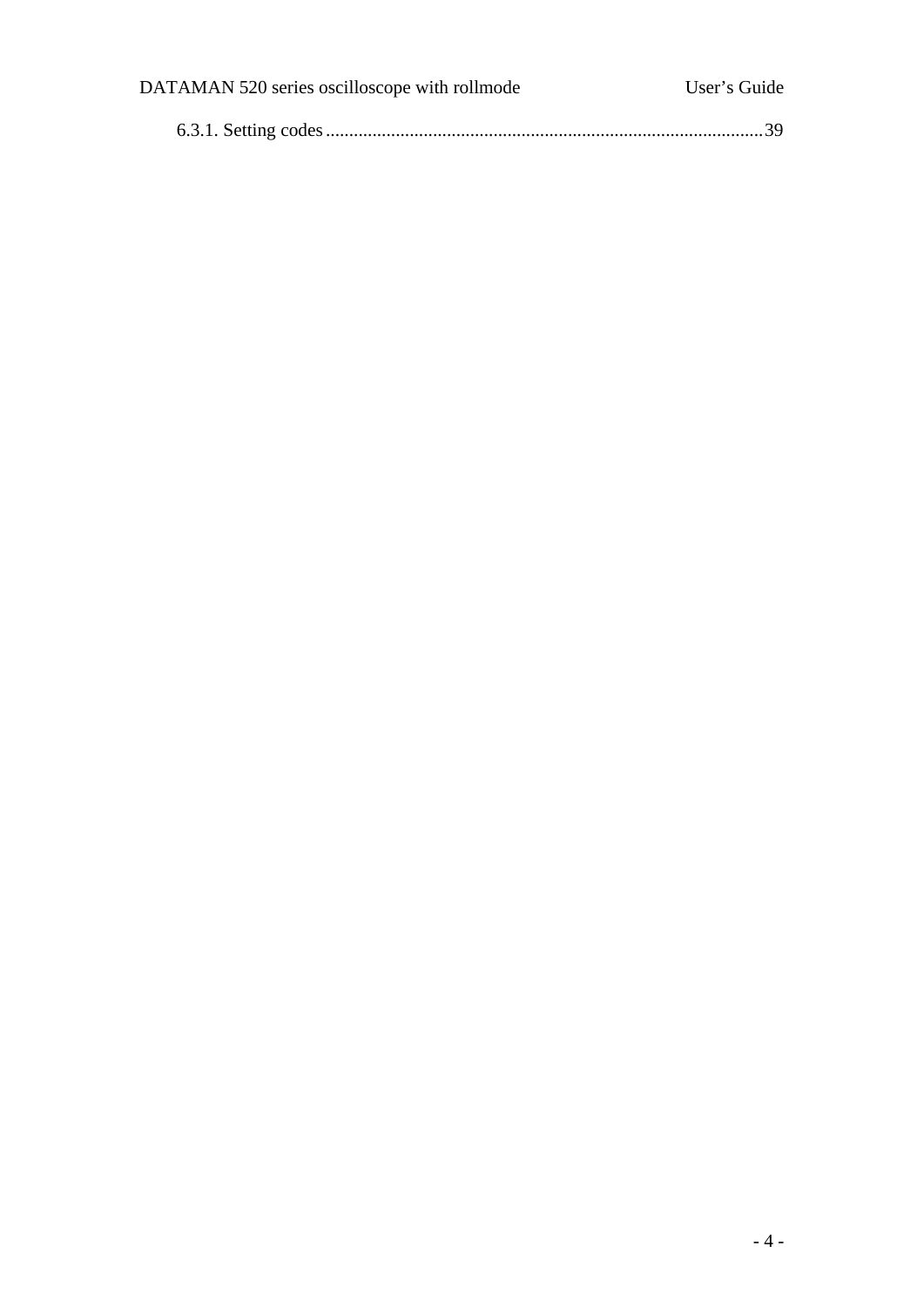6.3.1. Setting codes ........................................................................................... 39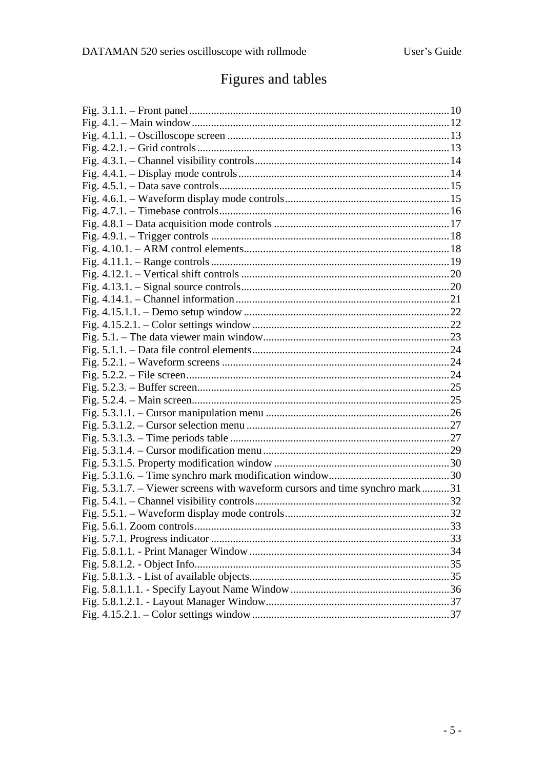# Figures and tables

Fig. 3.1.1. – Front panel.....10
Fig. 4.1. – Main window.....12
Fig. 4.1.1. – Oscilloscope screen.....13
Fig. 4.2.1. – Grid controls.....13
Fig. 4.3.1. – Channel visibility controls.....14
Fig. 4.4.1. – Display mode controls.....14
Fig. 4.5.1. – Data save controls.....15
Fig. 4.6.1. – Waveform display mode controls.....15
Fig. 4.7.1. – Timebase controls.....16
Fig. 4.8.1 – Data acquisition mode controls.....17
Fig. 4.9.1. – Trigger controls.....18
Fig. 4.10.1. – ARM control elements.....18
Fig. 4.11.1. – Range controls.....19
Fig. 4.12.1. – Vertical shift controls.....20
Fig. 4.13.1. – Signal source controls.....20
Fig. 4.14.1. – Channel information.....21
Fig. 4.15.1.1. – Demo setup window.....22
Fig. 4.15.2.1. – Color settings window.....22
Fig. 5.1. – The data viewer main window.....23
Fig. 5.1.1. – Data file control elements.....24
Fig. 5.2.1. – Waveform screens.....24
Fig. 5.2.2. – File screen.....24
Fig. 5.2.3. – Buffer screen.....25
Fig. 5.2.4. – Main screen.....25
Fig. 5.3.1.1. – Cursor manipulation menu.....26
Fig. 5.3.1.2. – Cursor selection menu.....27
Fig. 5.3.1.3. – Time periods table.....27
Fig. 5.3.1.4. – Cursor modification menu.....29
Fig. 5.3.1.5. Property modification window.....30
Fig. 5.3.1.6. – Time synchro mark modification window.....30
Fig. 5.3.1.7. – Viewer screens with waveform cursors and time synchro mark.....31
Fig. 5.4.1. – Channel visibility controls.....32
Fig. 5.5.1. – Waveform display mode controls.....32
Fig. 5.6.1. Zoom controls.....33
Fig. 5.7.1. Progress indicator.....33
Fig. 5.8.1.1. - Print Manager Window.....34
Fig. 5.8.1.2. - Object Info.....35
Fig. 5.8.1.3. - List of available objects.....35
Fig. 5.8.1.1.1. - Specify Layout Name Window.....36
Fig. 5.8.1.2.1. - Layout Manager Window.....37
Fig. 4.15.2.1. – Color settings window.....37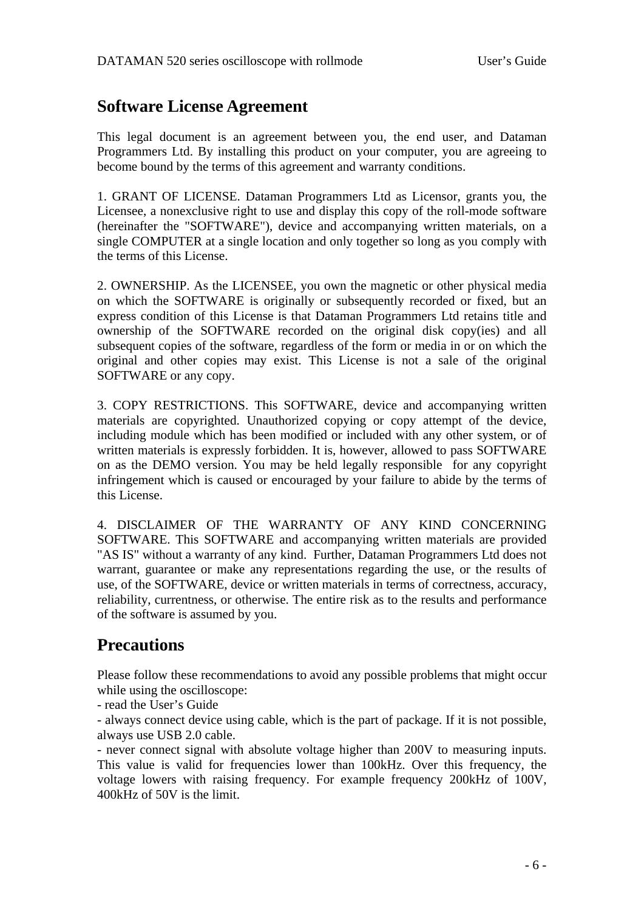## Software License Agreement

This legal document is an agreement between you, the end user, and Dataman Programmers Ltd. By installing this product on your computer, you are agreeing to become bound by the terms of this agreement and warranty conditions.

1. GRANT OF LICENSE. Dataman Programmers Ltd as Licensor, grants you, the Licensee, a nonexclusive right to use and display this copy of the roll-mode software (hereinafter the "SOFTWARE"), device and accompanying written materials, on a single COMPUTER at a single location and only together so long as you comply with the terms of this License.

2. OWNERSHIP. As the LICENSEE, you own the magnetic or other physical media on which the SOFTWARE is originally or subsequently recorded or fixed, but an express condition of this License is that Dataman Programmers Ltd retains title and ownership of the SOFTWARE recorded on the original disk copy(ies) and all subsequent copies of the software, regardless of the form or media in or on which the original and other copies may exist. This License is not a sale of the original SOFTWARE or any copy.

3. COPY RESTRICTIONS. This SOFTWARE, device and accompanying written materials are copyrighted. Unauthorized copying or copy attempt of the device, including module which has been modified or included with any other system, or of written materials is expressly forbidden. It is, however, allowed to pass SOFTWARE on as the DEMO version. You may be held legally responsible for any copyright infringement which is caused or encouraged by your failure to abide by the terms of this License.

4. DISCLAIMER OF THE WARRANTY OF ANY KIND CONCERNING SOFTWARE. This SOFTWARE and accompanying written materials are provided "AS IS" without a warranty of any kind. Further, Dataman Programmers Ltd does not warrant, guarantee or make any representations regarding the use, or the results of use, of the SOFTWARE, device or written materials in terms of correctness, accuracy, reliability, currentness, or otherwise. The entire risk as to the results and performance of the software is assumed by you.

## Precautions

Please follow these recommendations to avoid any possible problems that might occur while using the oscilloscope:
- read the User's Guide
- always connect device using cable, which is the part of package. If it is not possible, always use USB 2.0 cable.
- never connect signal with absolute voltage higher than 200V to measuring inputs. This value is valid for frequencies lower than 100kHz. Over this frequency, the voltage lowers with raising frequency. For example frequency 200kHz of 100V, 400kHz of 50V is the limit.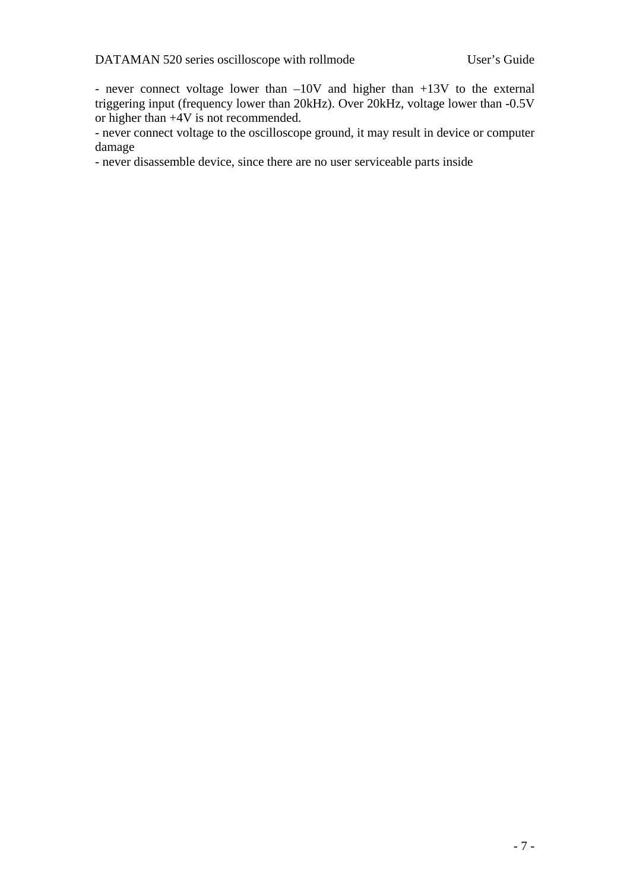- never connect voltage lower than –10V and higher than +13V to the external triggering input (frequency lower than 20kHz). Over 20kHz, voltage lower than -0.5V or higher than +4V is not recommended.
- never connect voltage to the oscilloscope ground, it may result in device or computer damage
- never disassemble device, since there are no user serviceable parts inside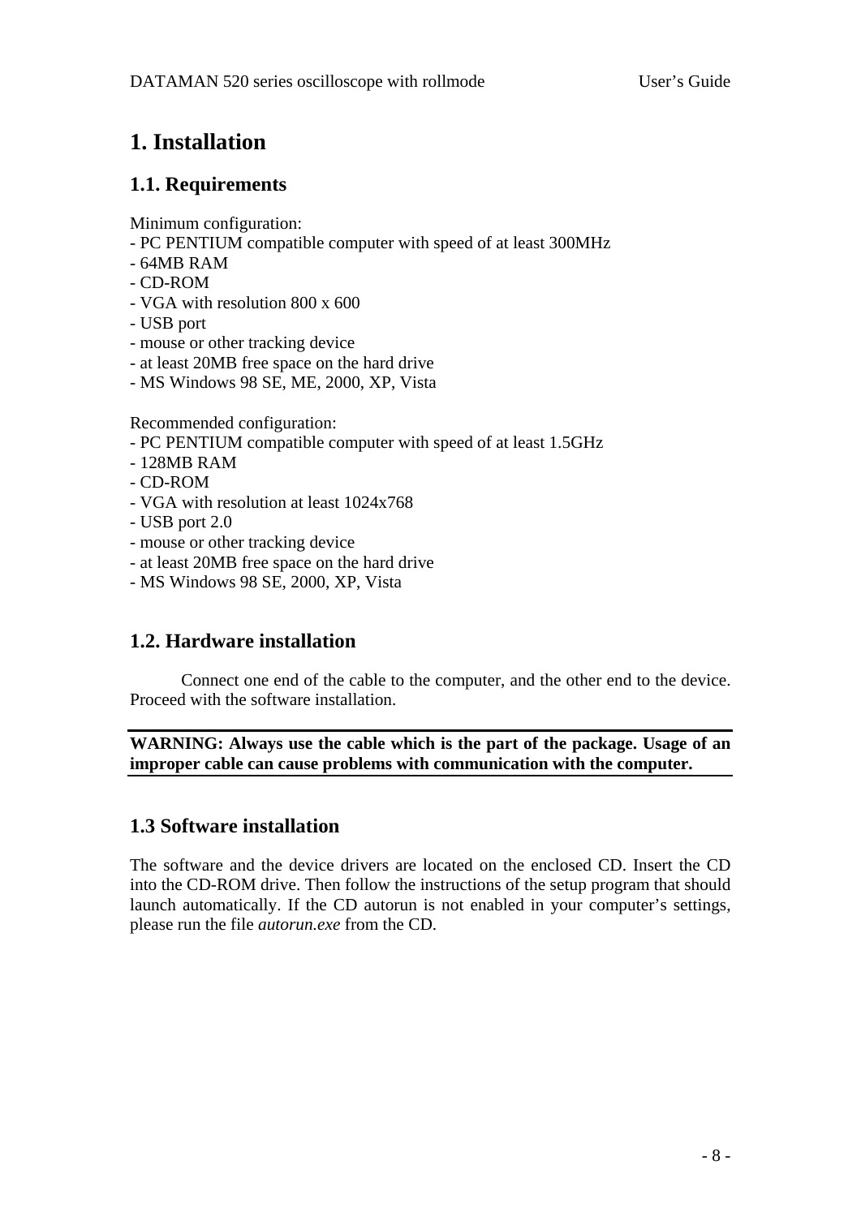# 1. Installation

## 1.1. Requirements

Minimum configuration:
- PC PENTIUM compatible computer with speed of at least 300MHz
- 64MB RAM
- CD-ROM
- VGA with resolution 800 x 600
- USB port
- mouse or other tracking device
- at least 20MB free space on the hard drive
- MS Windows 98 SE, ME, 2000, XP, Vista

Recommended configuration:
- PC PENTIUM compatible computer with speed of at least 1.5GHz
- 128MB RAM
- CD-ROM
- VGA with resolution at least 1024x768
- USB port 2.0
- mouse or other tracking device
- at least 20MB free space on the hard drive
- MS Windows 98 SE, 2000, XP, Vista

## 1.2. Hardware installation

Connect one end of the cable to the computer, and the other end to the device. Proceed with the software installation.

**WARNING: Always use the cable which is the part of the package. Usage of an improper cable can cause problems with communication with the computer.**

## 1.3 Software installation

The software and the device drivers are located on the enclosed CD. Insert the CD into the CD-ROM drive. Then follow the instructions of the setup program that should launch automatically. If the CD autorun is not enabled in your computer's settings, please run the file *autorun.exe* from the CD.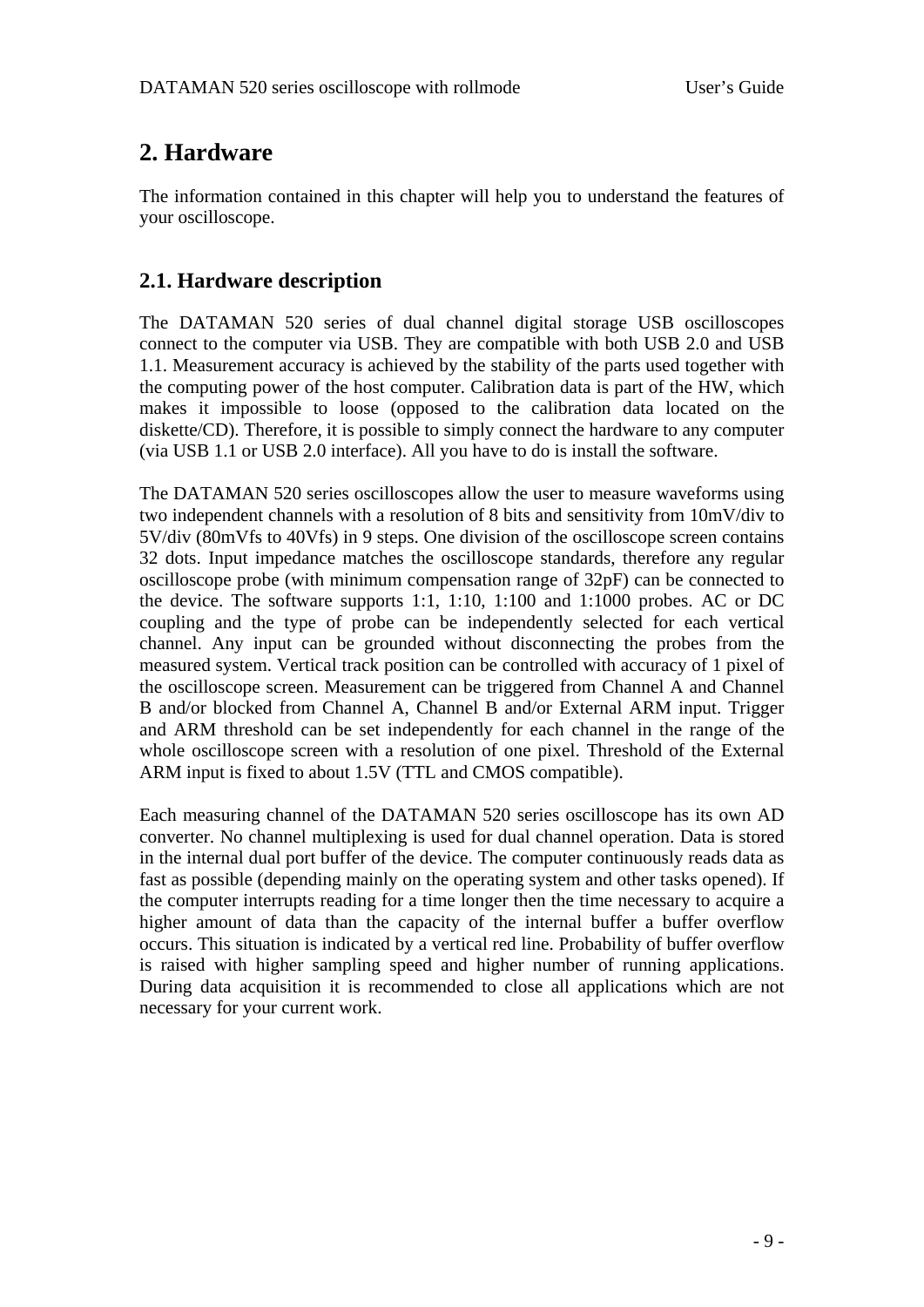# 2. Hardware

The information contained in this chapter will help you to understand the features of your oscilloscope.

## 2.1. Hardware description

The DATAMAN 520 series of dual channel digital storage USB oscilloscopes connect to the computer via USB. They are compatible with both USB 2.0 and USB 1.1. Measurement accuracy is achieved by the stability of the parts used together with the computing power of the host computer. Calibration data is part of the HW, which makes it impossible to loose (opposed to the calibration data located on the diskette/CD). Therefore, it is possible to simply connect the hardware to any computer (via USB 1.1 or USB 2.0 interface). All you have to do is install the software.

The DATAMAN 520 series oscilloscopes allow the user to measure waveforms using two independent channels with a resolution of 8 bits and sensitivity from 10mV/div to 5V/div (80mVfs to 40Vfs) in 9 steps. One division of the oscilloscope screen contains 32 dots. Input impedance matches the oscilloscope standards, therefore any regular oscilloscope probe (with minimum compensation range of 32pF) can be connected to the device. The software supports 1:1, 1:10, 1:100 and 1:1000 probes. AC or DC coupling and the type of probe can be independently selected for each vertical channel. Any input can be grounded without disconnecting the probes from the measured system. Vertical track position can be controlled with accuracy of 1 pixel of the oscilloscope screen. Measurement can be triggered from Channel A and Channel B and/or blocked from Channel A, Channel B and/or External ARM input. Trigger and ARM threshold can be set independently for each channel in the range of the whole oscilloscope screen with a resolution of one pixel. Threshold of the External ARM input is fixed to about 1.5V (TTL and CMOS compatible).

Each measuring channel of the DATAMAN 520 series oscilloscope has its own AD converter. No channel multiplexing is used for dual channel operation. Data is stored in the internal dual port buffer of the device. The computer continuously reads data as fast as possible (depending mainly on the operating system and other tasks opened). If the computer interrupts reading for a time longer then the time necessary to acquire a higher amount of data than the capacity of the internal buffer a buffer overflow occurs. This situation is indicated by a vertical red line. Probability of buffer overflow is raised with higher sampling speed and higher number of running applications. During data acquisition it is recommended to close all applications which are not necessary for your current work.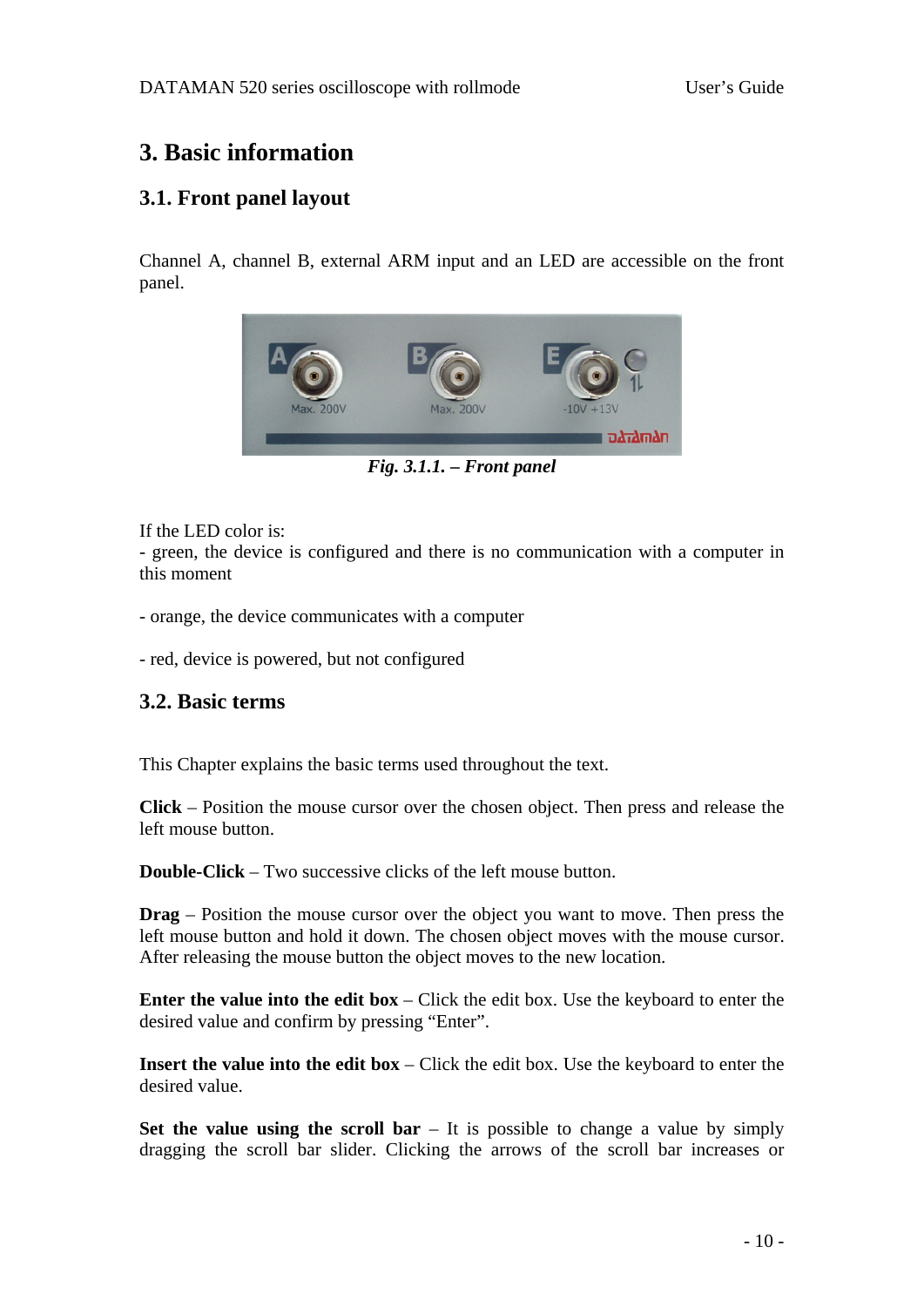# 3. Basic information

## 3.1. Front panel layout

Channel A, channel B, external ARM input and an LED are accessible on the front panel.

*Fig. 3.1.1. – Front panel*

If the LED color is:
- green, the device is configured and there is no communication with a computer in this moment

- orange, the device communicates with a computer

- red, device is powered, but not configured

## 3.2. Basic terms

This Chapter explains the basic terms used throughout the text.

**Click** – Position the mouse cursor over the chosen object. Then press and release the left mouse button.

**Double-Click** – Two successive clicks of the left mouse button.

**Drag** – Position the mouse cursor over the object you want to move. Then press the left mouse button and hold it down. The chosen object moves with the mouse cursor. After releasing the mouse button the object moves to the new location.

**Enter the value into the edit box** – Click the edit box. Use the keyboard to enter the desired value and confirm by pressing "Enter".

**Insert the value into the edit box** – Click the edit box. Use the keyboard to enter the desired value.

**Set the value using the scroll bar** – It is possible to change a value by simply dragging the scroll bar slider. Clicking the arrows of the scroll bar increases or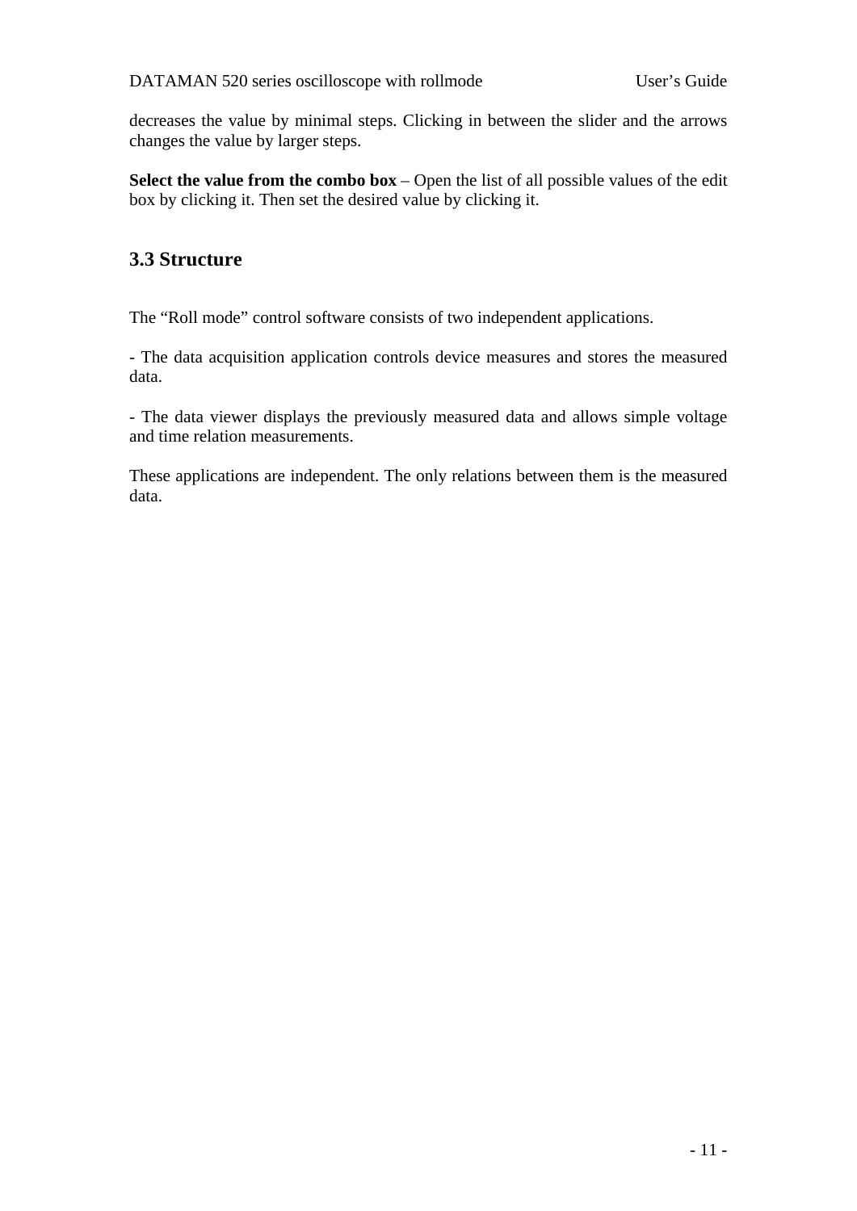decreases the value by minimal steps. Clicking in between the slider and the arrows changes the value by larger steps.

**Select the value from the combo box** – Open the list of all possible values of the edit box by clicking it. Then set the desired value by clicking it.

## 3.3 Structure

The "Roll mode" control software consists of two independent applications.

- The data acquisition application controls device measures and stores the measured data.

- The data viewer displays the previously measured data and allows simple voltage and time relation measurements.

These applications are independent. The only relations between them is the measured data.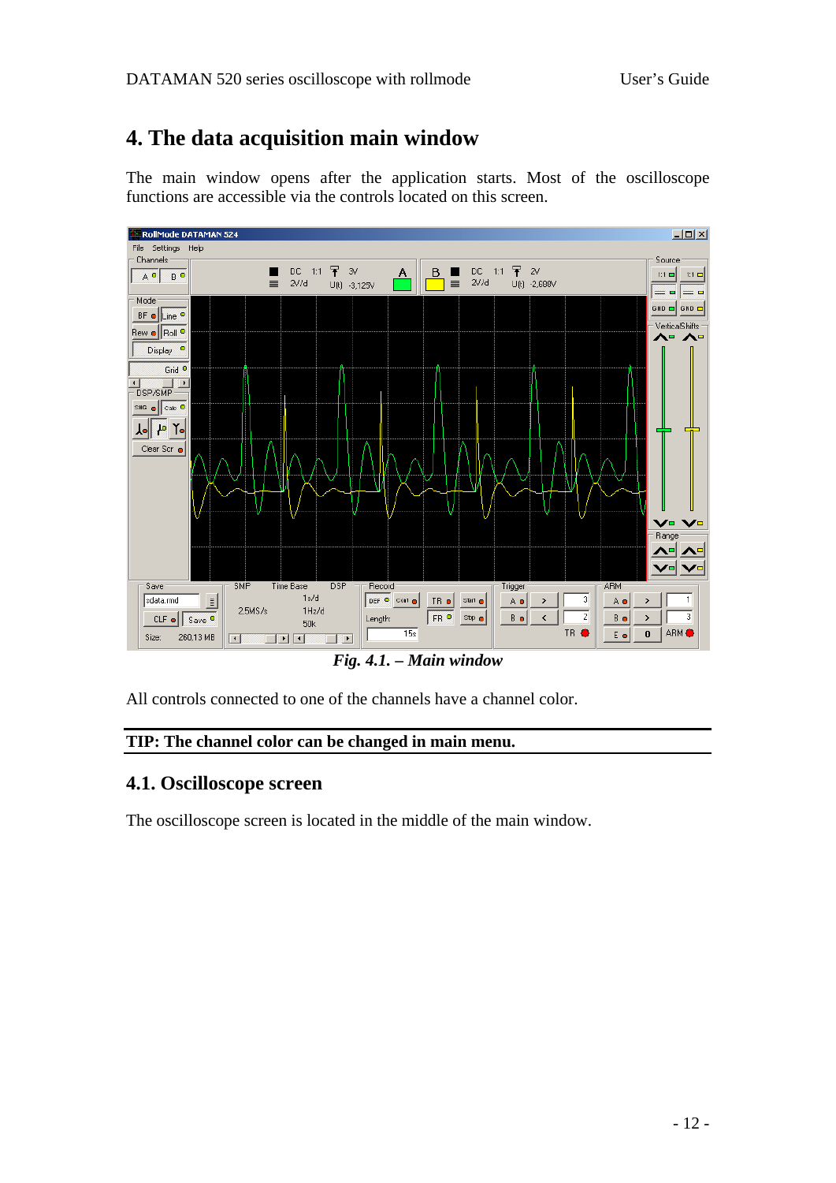# 4. The data acquisition main window

The main window opens after the application starts. Most of the oscilloscope functions are accessible via the controls located on this screen.

*Fig. 4.1. – Main window*

All controls connected to one of the channels have a channel color.

**TIP: The channel color can be changed in main menu.**

## 4.1. Oscilloscope screen

The oscilloscope screen is located in the middle of the main window.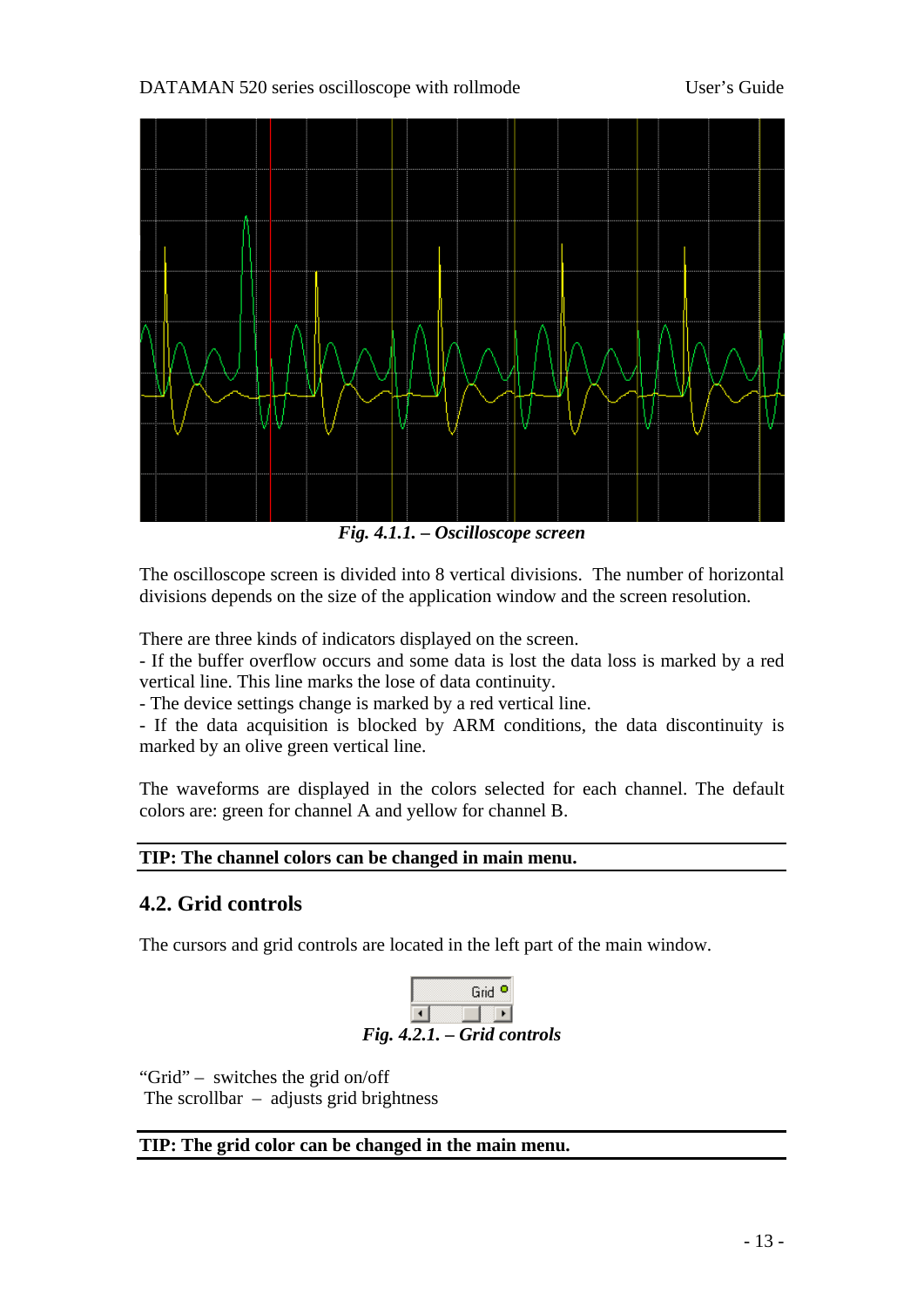*Fig. 4.1.1. – Oscilloscope screen*

The oscilloscope screen is divided into 8 vertical divisions. The number of horizontal divisions depends on the size of the application window and the screen resolution.

There are three kinds of indicators displayed on the screen.
- If the buffer overflow occurs and some data is lost the data loss is marked by a red vertical line. This line marks the lose of data continuity.
- The device settings change is marked by a red vertical line.
- If the data acquisition is blocked by ARM conditions, the data discontinuity is marked by an olive green vertical line.

The waveforms are displayed in the colors selected for each channel. The default colors are: green for channel A and yellow for channel B.

**TIP: The channel colors can be changed in main menu.**

## 4.2. Grid controls

The cursors and grid controls are located in the left part of the main window.

*Fig. 4.2.1. – Grid controls*

"Grid" – switches the grid on/off
The scrollbar – adjusts grid brightness

**TIP: The grid color can be changed in the main menu.**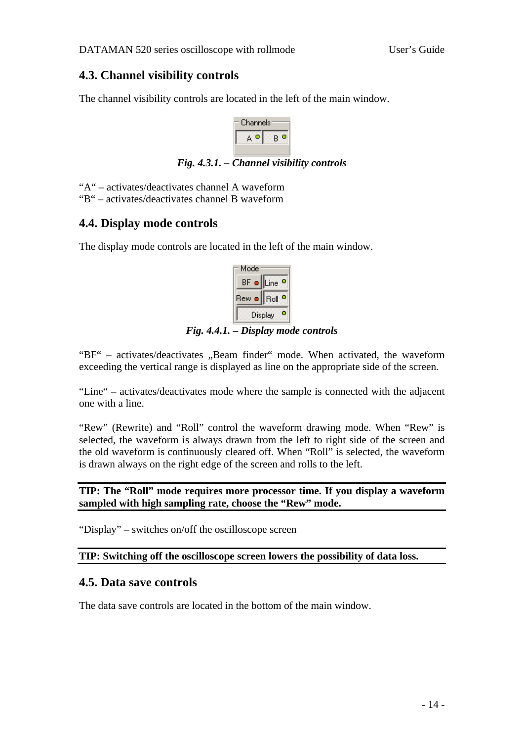## 4.3. Channel visibility controls

The channel visibility controls are located in the left of the main window.

*Fig. 4.3.1. – Channel visibility controls*

"A" – activates/deactivates channel A waveform
"B" – activates/deactivates channel B waveform

## 4.4. Display mode controls

The display mode controls are located in the left of the main window.

*Fig. 4.4.1. – Display mode controls*

"BF" – activates/deactivates „Beam finder" mode. When activated, the waveform exceeding the vertical range is displayed as line on the appropriate side of the screen.

"Line" – activates/deactivates mode where the sample is connected with the adjacent one with a line.

"Rew" (Rewrite) and "Roll" control the waveform drawing mode. When "Rew" is selected, the waveform is always drawn from the left to right side of the screen and the old waveform is continuously cleared off. When "Roll" is selected, the waveform is drawn always on the right edge of the screen and rolls to the left.

**TIP: The "Roll" mode requires more processor time. If you display a waveform sampled with high sampling rate, choose the "Rew" mode.**

"Display" – switches on/off the oscilloscope screen

**TIP: Switching off the oscilloscope screen lowers the possibility of data loss.**

## 4.5. Data save controls

The data save controls are located in the bottom of the main window.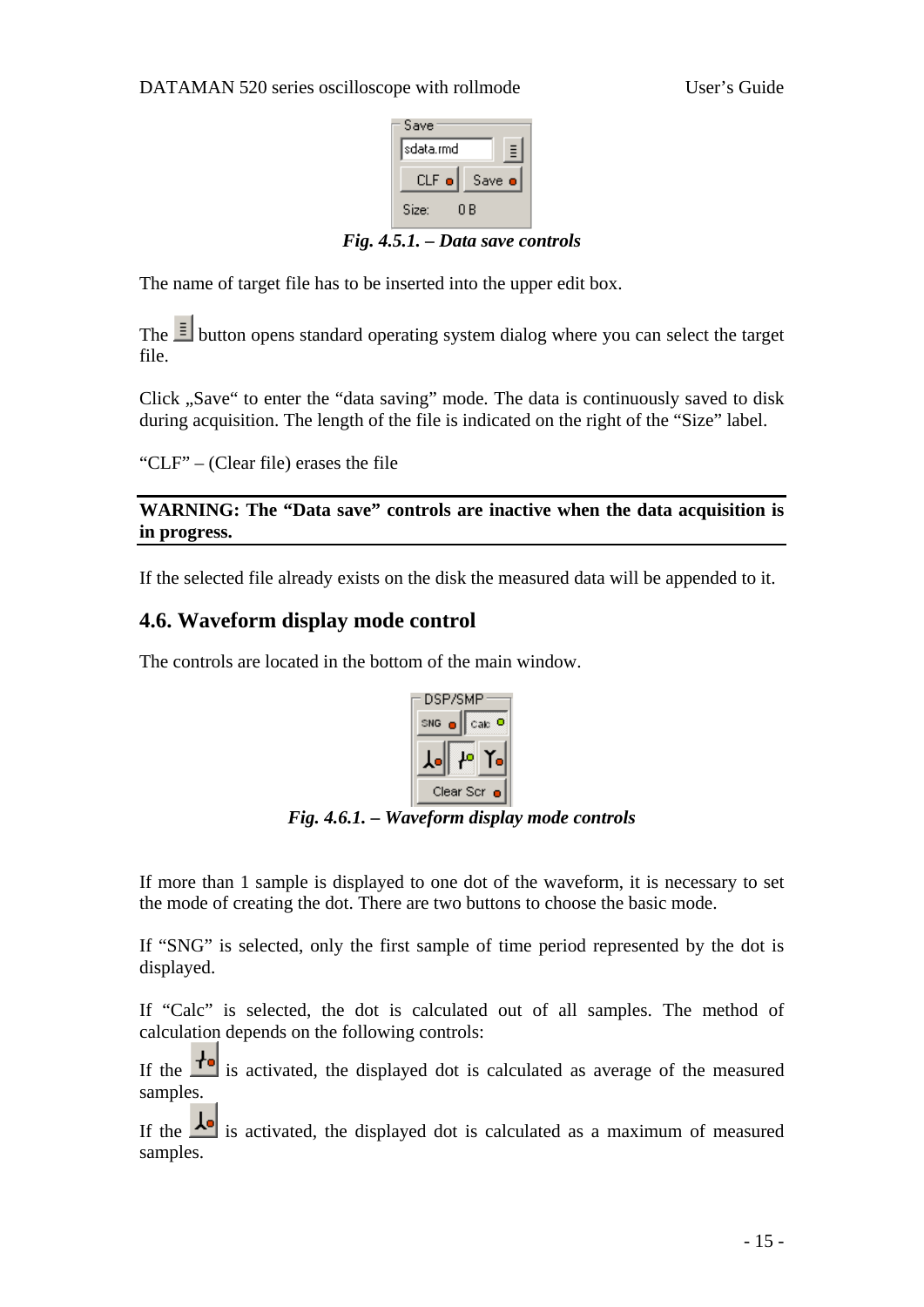*Fig. 4.5.1. – Data save controls*

The name of target file has to be inserted into the upper edit box.

The button opens standard operating system dialog where you can select the target file.

Click „Save" to enter the "data saving" mode. The data is continuously saved to disk during acquisition. The length of the file is indicated on the right of the "Size" label.

"CLF" – (Clear file) erases the file

**WARNING: The "Data save" controls are inactive when the data acquisition is in progress.**

If the selected file already exists on the disk the measured data will be appended to it.

## 4.6. Waveform display mode control

The controls are located in the bottom of the main window.

*Fig. 4.6.1. – Waveform display mode controls*

If more than 1 sample is displayed to one dot of the waveform, it is necessary to set the mode of creating the dot. There are two buttons to choose the basic mode.

If "SNG" is selected, only the first sample of time period represented by the dot is displayed.

If "Calc" is selected, the dot is calculated out of all samples. The method of calculation depends on the following controls:

If the is activated, the displayed dot is calculated as average of the measured samples.

If the is activated, the displayed dot is calculated as a maximum of measured samples.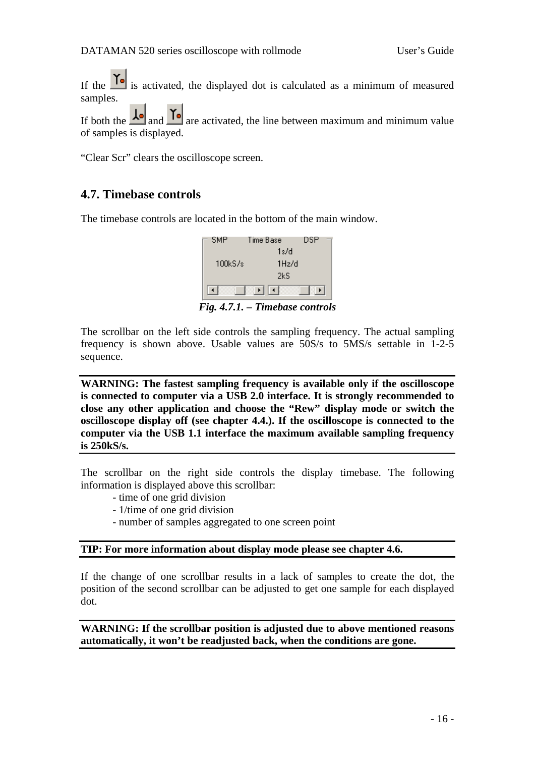If the  is activated, the displayed dot is calculated as a minimum of measured samples.

If both the  and  are activated, the line between maximum and minimum value of samples is displayed.

"Clear Scr" clears the oscilloscope screen.

## 4.7. Timebase controls

The timebase controls are located in the bottom of the main window.

*Fig. 4.7.1. – Timebase controls*

The scrollbar on the left side controls the sampling frequency. The actual sampling frequency is shown above. Usable values are 50S/s to 5MS/s settable in 1-2-5 sequence.

**WARNING: The fastest sampling frequency is available only if the oscilloscope is connected to computer via a USB 2.0 interface. It is strongly recommended to close any other application and choose the "Rew" display mode or switch the oscilloscope display off (see chapter 4.4.). If the oscilloscope is connected to the computer via the USB 1.1 interface the maximum available sampling frequency is 250kS/s.**

The scrollbar on the right side controls the display timebase. The following information is displayed above this scrollbar:

- time of one grid division
- 1/time of one grid division
- number of samples aggregated to one screen point

**TIP: For more information about display mode please see chapter 4.6.**

If the change of one scrollbar results in a lack of samples to create the dot, the position of the second scrollbar can be adjusted to get one sample for each displayed dot.

**WARNING: If the scrollbar position is adjusted due to above mentioned reasons automatically, it won't be readjusted back, when the conditions are gone.**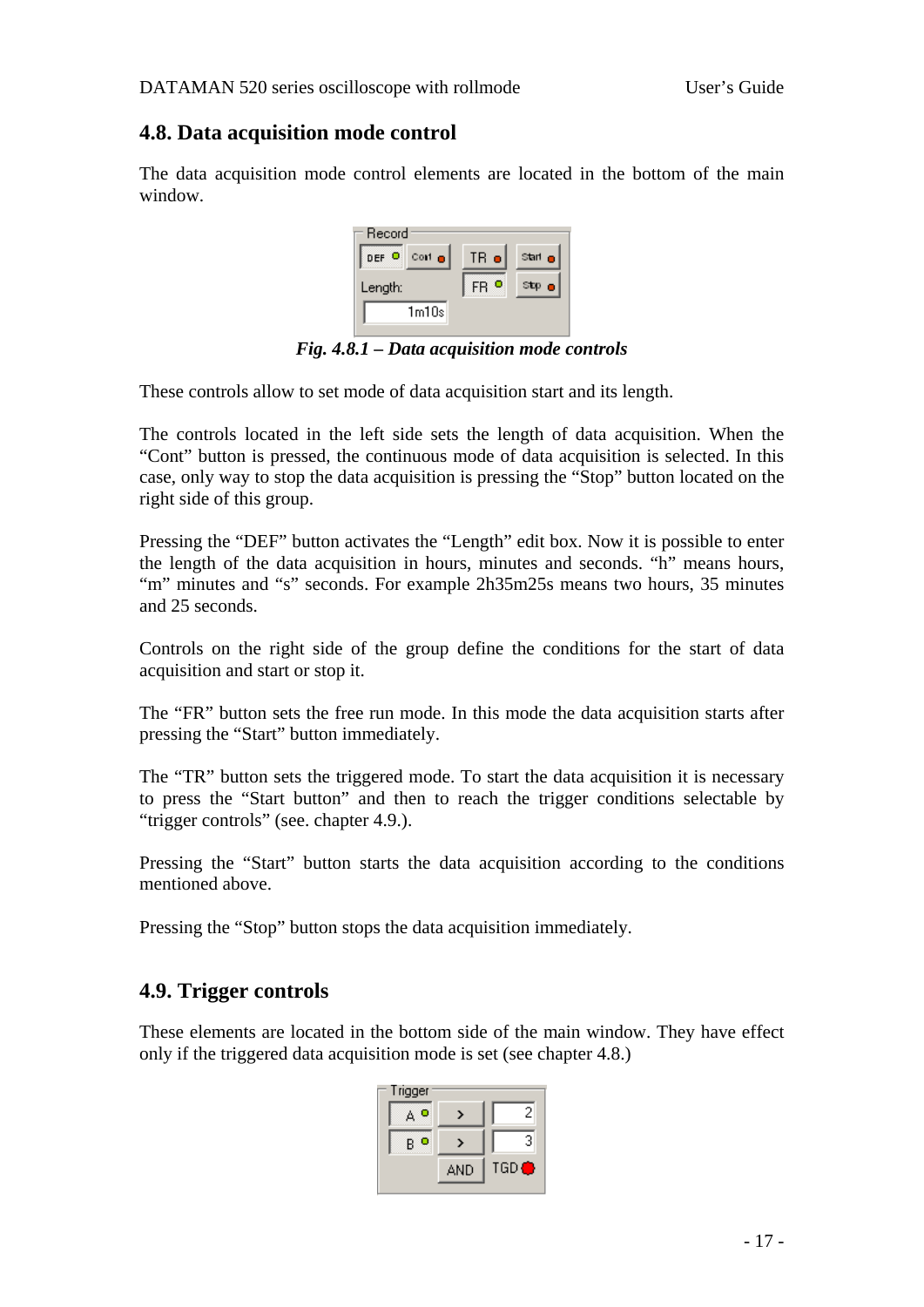## 4.8. Data acquisition mode control

The data acquisition mode control elements are located in the bottom of the main window.

***Fig. 4.8.1 – Data acquisition mode controls***

These controls allow to set mode of data acquisition start and its length.

The controls located in the left side sets the length of data acquisition. When the "Cont" button is pressed, the continuous mode of data acquisition is selected. In this case, only way to stop the data acquisition is pressing the "Stop" button located on the right side of this group.

Pressing the "DEF" button activates the "Length" edit box. Now it is possible to enter the length of the data acquisition in hours, minutes and seconds. "h" means hours, "m" minutes and "s" seconds. For example 2h35m25s means two hours, 35 minutes and 25 seconds.

Controls on the right side of the group define the conditions for the start of data acquisition and start or stop it.

The "FR" button sets the free run mode. In this mode the data acquisition starts after pressing the "Start" button immediately.

The "TR" button sets the triggered mode. To start the data acquisition it is necessary to press the "Start button" and then to reach the trigger conditions selectable by "trigger controls" (see. chapter 4.9.).

Pressing the "Start" button starts the data acquisition according to the conditions mentioned above.

Pressing the "Stop" button stops the data acquisition immediately.

## 4.9. Trigger controls

These elements are located in the bottom side of the main window. They have effect only if the triggered data acquisition mode is set (see chapter 4.8.)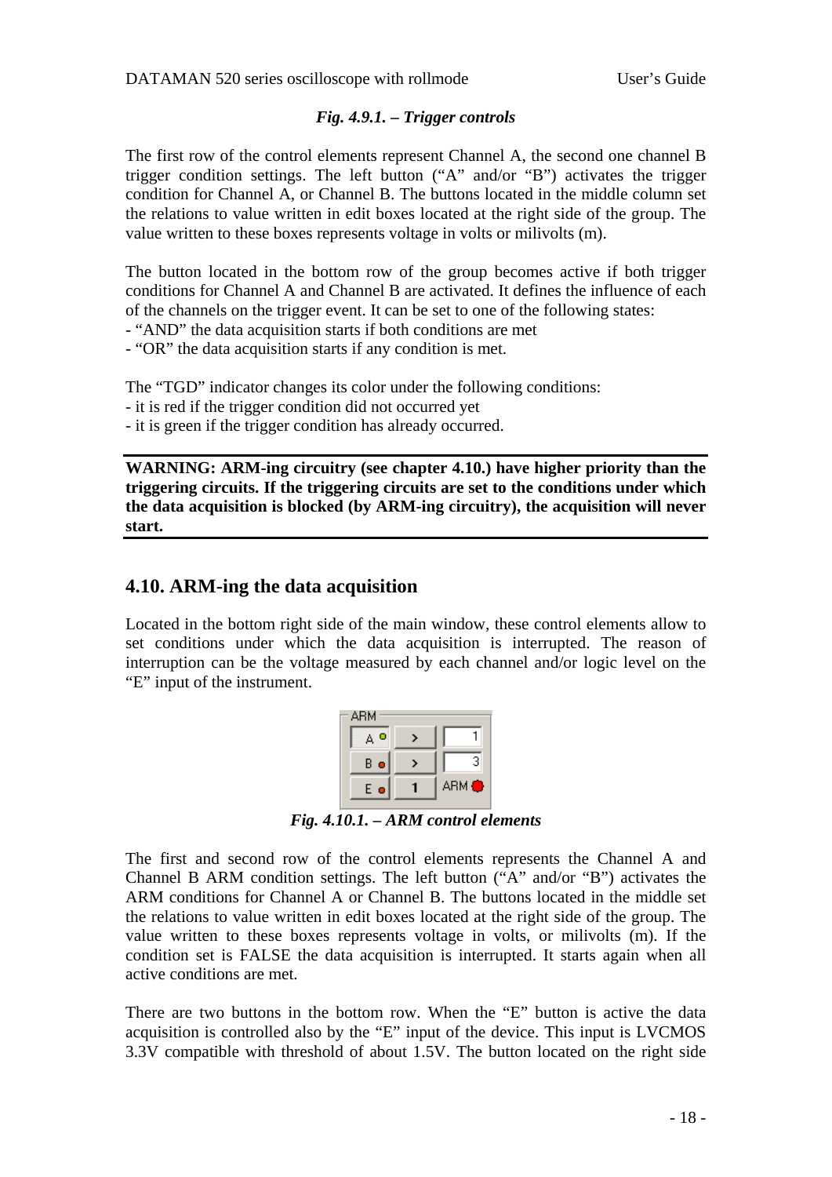*Fig. 4.9.1. – Trigger controls*

The first row of the control elements represent Channel A, the second one channel B trigger condition settings. The left button ("A" and/or "B") activates the trigger condition for Channel A, or Channel B. The buttons located in the middle column set the relations to value written in edit boxes located at the right side of the group. The value written to these boxes represents voltage in volts or milivolts (m).

The button located in the bottom row of the group becomes active if both trigger conditions for Channel A and Channel B are activated. It defines the influence of each of the channels on the trigger event. It can be set to one of the following states:
- "AND" the data acquisition starts if both conditions are met
- "OR" the data acquisition starts if any condition is met.

The "TGD" indicator changes its color under the following conditions:
- it is red if the trigger condition did not occurred yet
- it is green if the trigger condition has already occurred.

---

**WARNING: ARM-ing circuitry (see chapter 4.10.) have higher priority than the triggering circuits. If the triggering circuits are set to the conditions under which the data acquisition is blocked (by ARM-ing circuitry), the acquisition will never start.**

---

## 4.10. ARM-ing the data acquisition

Located in the bottom right side of the main window, these control elements allow to set conditions under which the data acquisition is interrupted. The reason of interruption can be the voltage measured by each channel and/or logic level on the "E" input of the instrument.

*Fig. 4.10.1. – ARM control elements*

The first and second row of the control elements represents the Channel A and Channel B ARM condition settings. The left button ("A" and/or "B") activates the ARM conditions for Channel A or Channel B. The buttons located in the middle set the relations to value written in edit boxes located at the right side of the group. The value written to these boxes represents voltage in volts, or milivolts (m). If the condition set is FALSE the data acquisition is interrupted. It starts again when all active conditions are met.

There are two buttons in the bottom row. When the "E" button is active the data acquisition is controlled also by the "E" input of the device. This input is LVCMOS 3.3V compatible with threshold of about 1.5V. The button located on the right side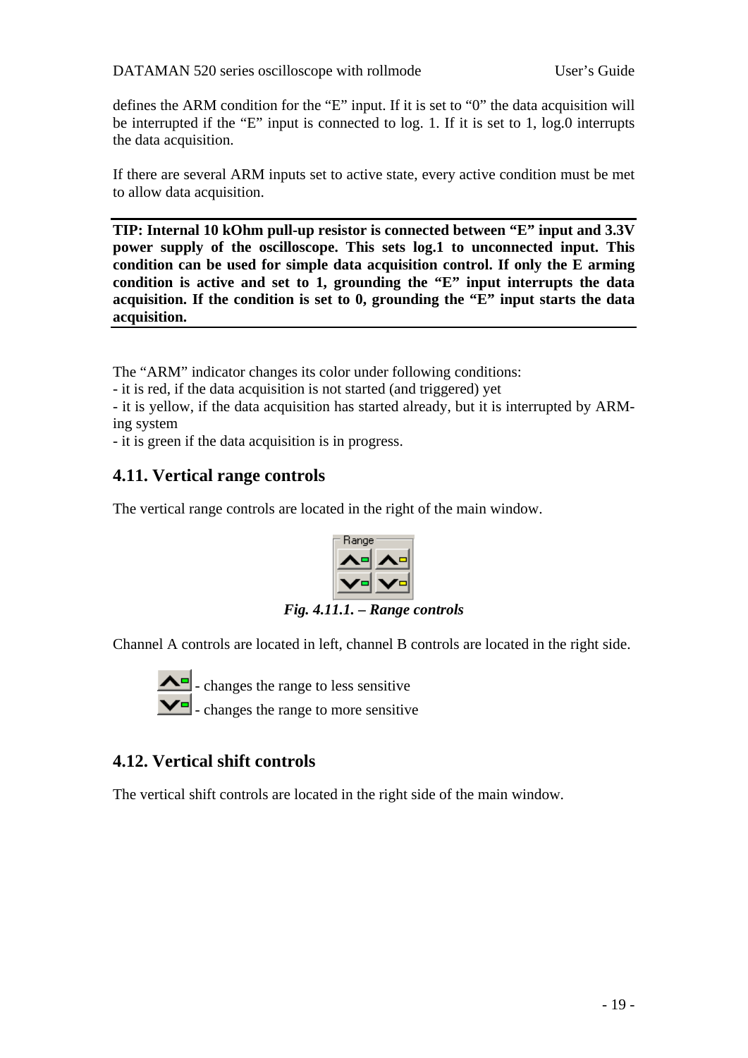defines the ARM condition for the “E” input. If it is set to “0” the data acquisition will be interrupted if the “E” input is connected to log. 1. If it is set to 1, log.0 interrupts the data acquisition.

If there are several ARM inputs set to active state, every active condition must be met to allow data acquisition.

---

**TIP: Internal 10 kOhm pull-up resistor is connected between “E” input and 3.3V power supply of the oscilloscope. This sets log.1 to unconnected input. This condition can be used for simple data acquisition control. If only the E arming condition is active and set to 1, grounding the “E” input interrupts the data acquisition. If the condition is set to 0, grounding the “E” input starts the data acquisition.**

---

The “ARM” indicator changes its color under following conditions:
- it is red, if the data acquisition is not started (and triggered) yet
- it is yellow, if the data acquisition has started already, but it is interrupted by ARM-ing system
- it is green if the data acquisition is in progress.

## 4.11. Vertical range controls

The vertical range controls are located in the right of the main window.

*Fig. 4.11.1. – Range controls*

Channel A controls are located in left, channel B controls are located in the right side.

- changes the range to less sensitive
- changes the range to more sensitive

## 4.12. Vertical shift controls

The vertical shift controls are located in the right side of the main window.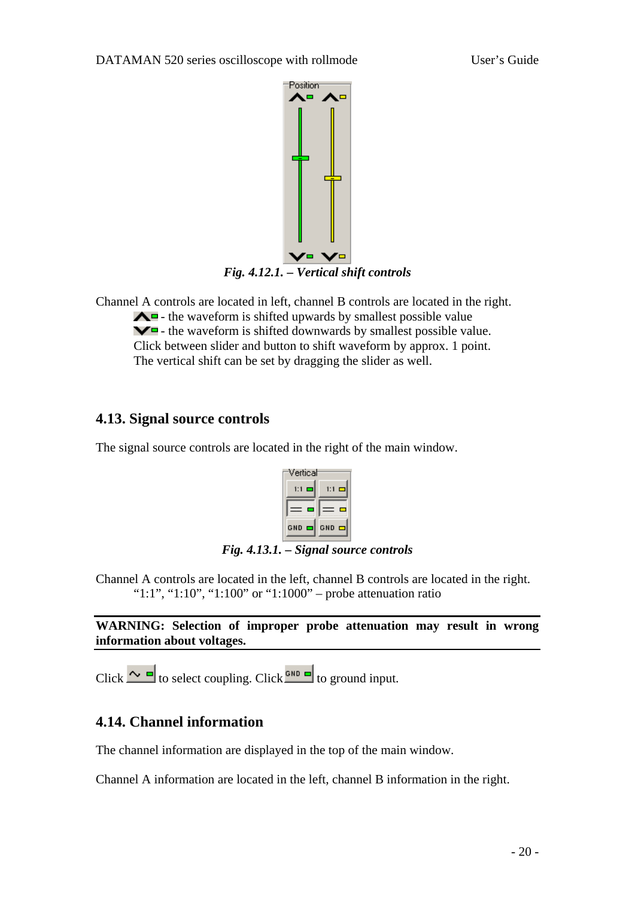*Fig. 4.12.1. – Vertical shift controls*

Channel A controls are located in left, channel B controls are located in the right.

- the waveform is shifted upwards by smallest possible value
- the waveform is shifted downwards by smallest possible value.

Click between slider and button to shift waveform by approx. 1 point.
The vertical shift can be set by dragging the slider as well.

## 4.13. Signal source controls

The signal source controls are located in the right of the main window.

*Fig. 4.13.1. – Signal source controls*

Channel A controls are located in the left, channel B controls are located in the right.

"1:1", "1:10", "1:100" or "1:1000" – probe attenuation ratio

**WARNING: Selection of improper probe attenuation may result in wrong information about voltages.**

Click to select coupling. Click GND to ground input.

## 4.14. Channel information

The channel information are displayed in the top of the main window.

Channel A information are located in the left, channel B information in the right.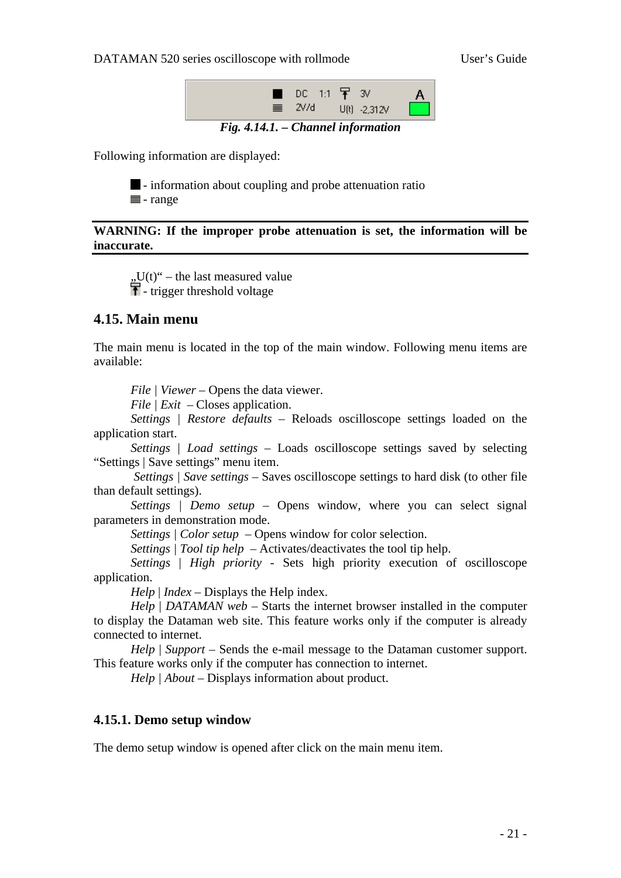*Fig. 4.14.1. – Channel information*

Following information are displayed:

■ - information about coupling and probe attenuation ratio
≣ - range

**WARNING: If the improper probe attenuation is set, the information will be inaccurate.**

„U(t)“ – the last measured value
⍑ - trigger threshold voltage

## 4.15. Main menu

The main menu is located in the top of the main window. Following menu items are available:

*File | Viewer* – Opens the data viewer.
*File | Exit* – Closes application.
*Settings | Restore defaults* – Reloads oscilloscope settings loaded on the application start.
*Settings | Load settings* – Loads oscilloscope settings saved by selecting “Settings | Save settings” menu item.
*Settings | Save settings* – Saves oscilloscope settings to hard disk (to other file than default settings).
*Settings | Demo setup* – Opens window, where you can select signal parameters in demonstration mode.
*Settings | Color setup* – Opens window for color selection.
*Settings | Tool tip help* – Activates/deactivates the tool tip help.
*Settings | High priority* - Sets high priority execution of oscilloscope application.
*Help | Index* – Displays the Help index.
*Help | DATAMAN web* – Starts the internet browser installed in the computer to display the Dataman web site. This feature works only if the computer is already connected to internet.
*Help | Support* – Sends the e-mail message to the Dataman customer support. This feature works only if the computer has connection to internet.
*Help | About* – Displays information about product.

### 4.15.1. Demo setup window

The demo setup window is opened after click on the main menu item.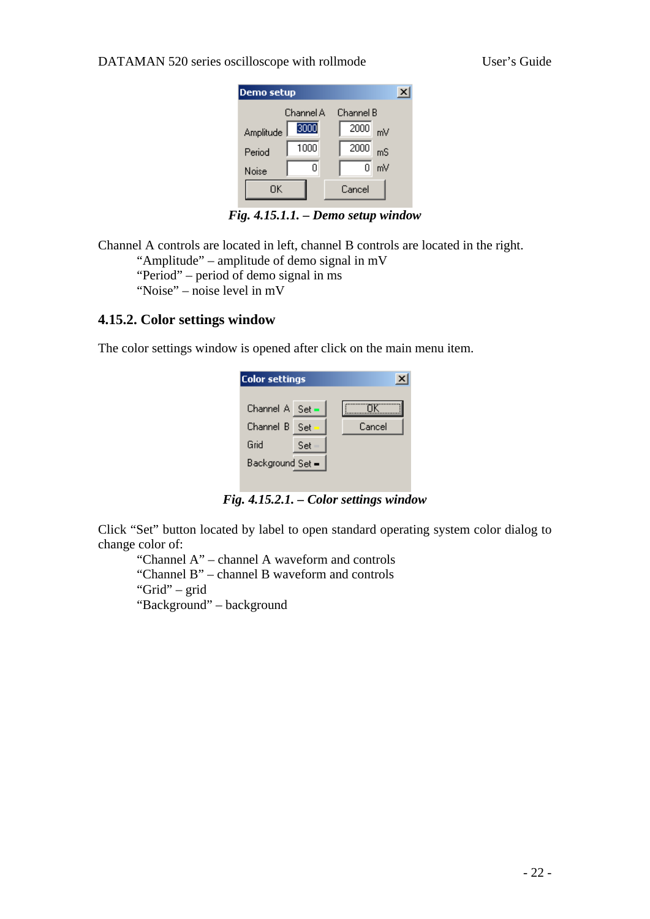Fig. 4.15.1.1. – Demo setup window

Channel A controls are located in left, channel B controls are located in the right.

"Amplitude" – amplitude of demo signal in mV
"Period" – period of demo signal in ms
"Noise" – noise level in mV

### 4.15.2. Color settings window

The color settings window is opened after click on the main menu item.

Fig. 4.15.2.1. – Color settings window

Click "Set" button located by label to open standard operating system color dialog to change color of:

"Channel A" – channel A waveform and controls
"Channel B" – channel B waveform and controls
"Grid" – grid
"Background" – background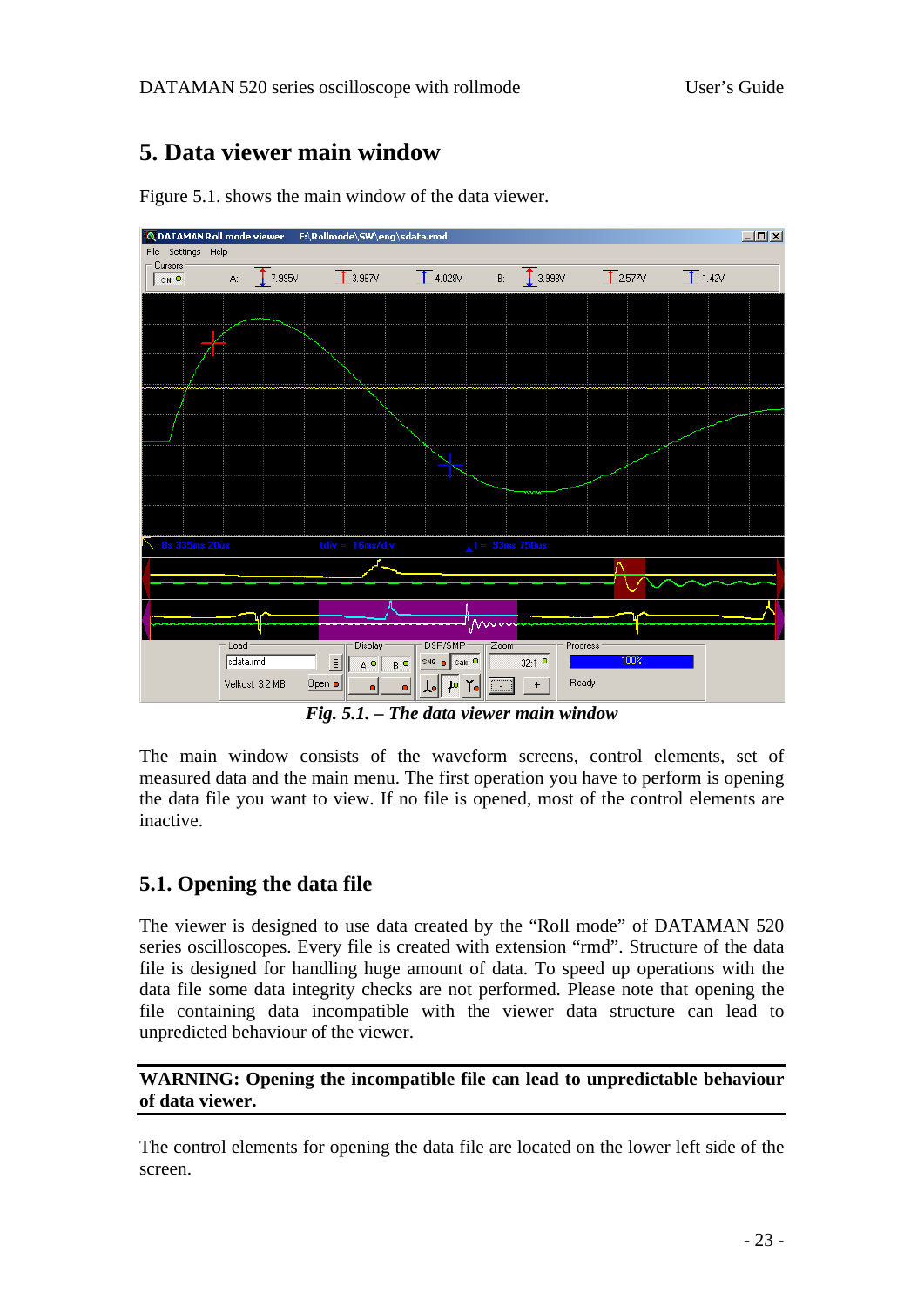# 5. Data viewer main window

Figure 5.1. shows the main window of the data viewer.

*Fig. 5.1. – The data viewer main window*

The main window consists of the waveform screens, control elements, set of measured data and the main menu. The first operation you have to perform is opening the data file you want to view. If no file is opened, most of the control elements are inactive.

## 5.1. Opening the data file

The viewer is designed to use data created by the "Roll mode" of DATAMAN 520 series oscilloscopes. Every file is created with extension "rmd". Structure of the data file is designed for handling huge amount of data. To speed up operations with the data file some data integrity checks are not performed. Please note that opening the file containing data incompatible with the viewer data structure can lead to unpredicted behaviour of the viewer.

**WARNING: Opening the incompatible file can lead to unpredictable behaviour of data viewer.**

The control elements for opening the data file are located on the lower left side of the screen.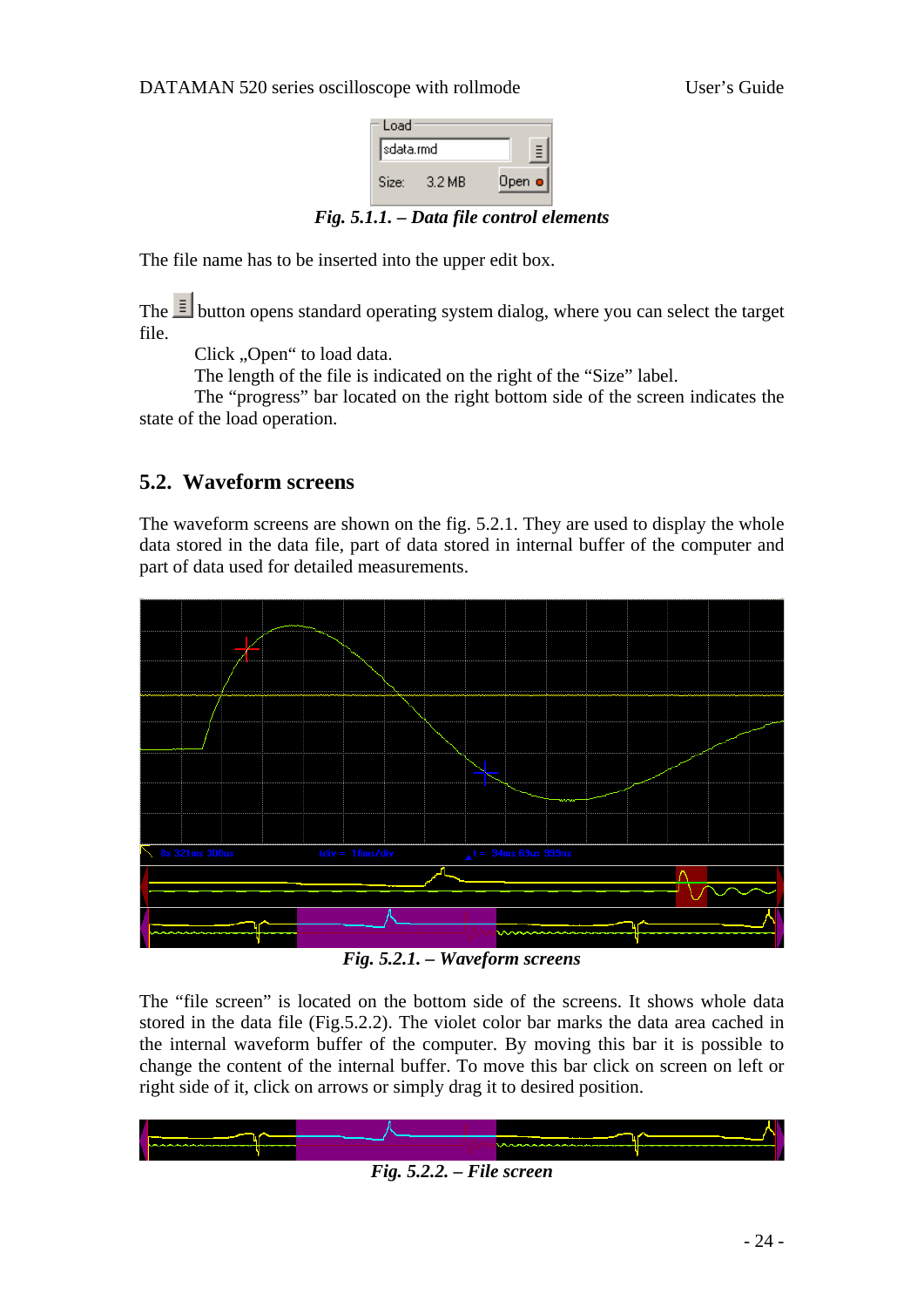*Fig. 5.1.1. – Data file control elements*

The file name has to be inserted into the upper edit box.

The button opens standard operating system dialog, where you can select the target file.

Click „Open“ to load data.

The length of the file is indicated on the right of the “Size” label.

The “progress” bar located on the right bottom side of the screen indicates the state of the load operation.

## 5.2. Waveform screens

The waveform screens are shown on the fig. 5.2.1. They are used to display the whole data stored in the data file, part of data stored in internal buffer of the computer and part of data used for detailed measurements.

*Fig. 5.2.1. – Waveform screens*

The “file screen” is located on the bottom side of the screens. It shows whole data stored in the data file (Fig.5.2.2). The violet color bar marks the data area cached in the internal waveform buffer of the computer. By moving this bar it is possible to change the content of the internal buffer. To move this bar click on screen on left or right side of it, click on arrows or simply drag it to desired position.

*Fig. 5.2.2. – File screen*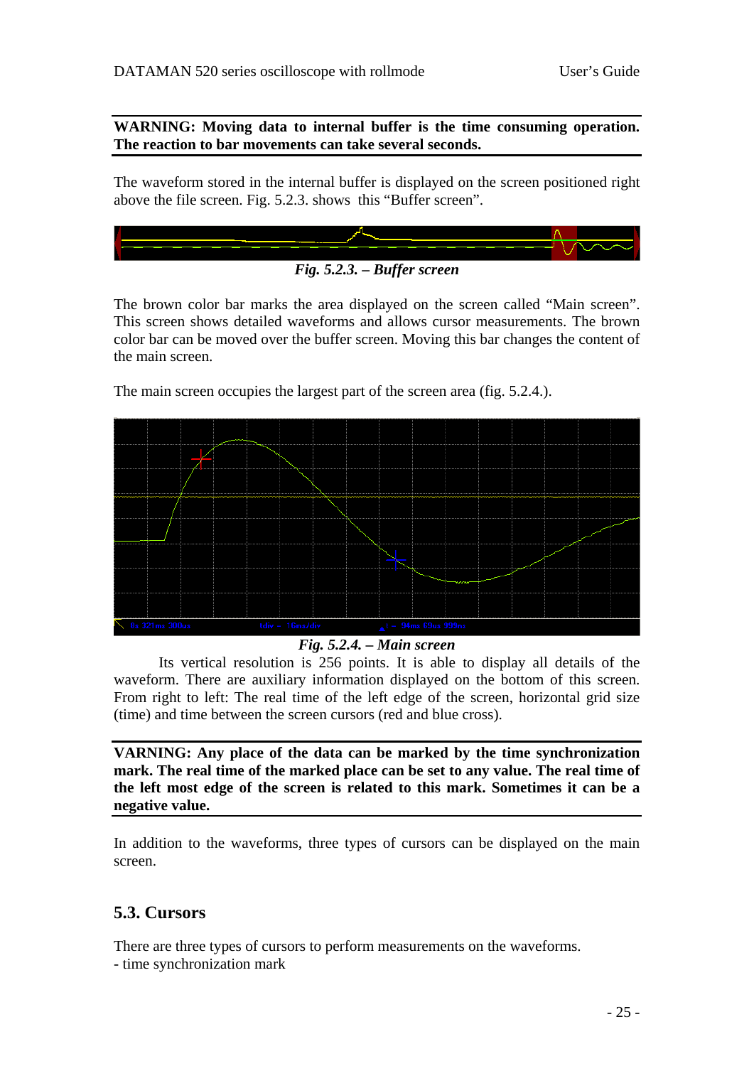**WARNING: Moving data to internal buffer is the time consuming operation. The reaction to bar movements can take several seconds.**

The waveform stored in the internal buffer is displayed on the screen positioned right above the file screen. Fig. 5.2.3. shows this "Buffer screen".

***Fig. 5.2.3. – Buffer screen***

The brown color bar marks the area displayed on the screen called "Main screen". This screen shows detailed waveforms and allows cursor measurements. The brown color bar can be moved over the buffer screen. Moving this bar changes the content of the main screen.

The main screen occupies the largest part of the screen area (fig. 5.2.4.).

***Fig. 5.2.4. – Main screen***

Its vertical resolution is 256 points. It is able to display all details of the waveform. There are auxiliary information displayed on the bottom of this screen. From right to left: The real time of the left edge of the screen, horizontal grid size (time) and time between the screen cursors (red and blue cross).

**VARNING: Any place of the data can be marked by the time synchronization mark. The real time of the marked place can be set to any value. The real time of the left most edge of the screen is related to this mark. Sometimes it can be a negative value.**

In addition to the waveforms, three types of cursors can be displayed on the main screen.

## 5.3. Cursors

There are three types of cursors to perform measurements on the waveforms.
- time synchronization mark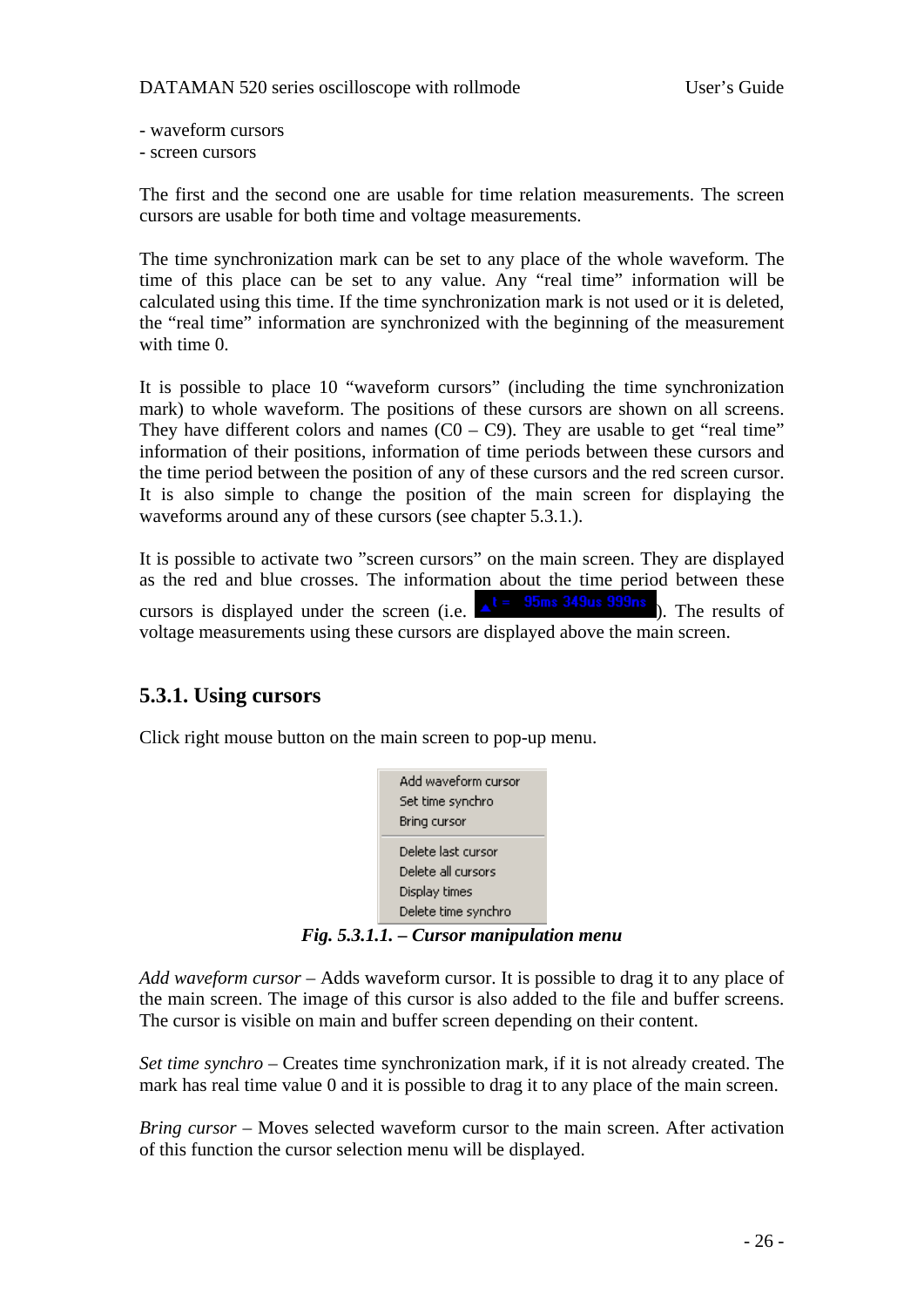- waveform cursors
- screen cursors

The first and the second one are usable for time relation measurements. The screen cursors are usable for both time and voltage measurements.

The time synchronization mark can be set to any place of the whole waveform. The time of this place can be set to any value. Any "real time" information will be calculated using this time. If the time synchronization mark is not used or it is deleted, the "real time" information are synchronized with the beginning of the measurement with time 0.

It is possible to place 10 "waveform cursors" (including the time synchronization mark) to whole waveform. The positions of these cursors are shown on all screens. They have different colors and names (C0 – C9). They are usable to get "real time" information of their positions, information of time periods between these cursors and the time period between the position of any of these cursors and the red screen cursor. It is also simple to change the position of the main screen for displaying the waveforms around any of these cursors (see chapter 5.3.1.).

It is possible to activate two "screen cursors" on the main screen. They are displayed as the red and blue crosses. The information about the time period between these cursors is displayed under the screen (i.e. Δt = 95ms 349us 999ns). The results of voltage measurements using these cursors are displayed above the main screen.

## 5.3.1. Using cursors

Click right mouse button on the main screen to pop-up menu.

Add waveform cursor
Set time synchro
Bring cursor
Delete last cursor
Delete all cursors
Display times
Delete time synchro

***Fig. 5.3.1.1. – Cursor manipulation menu***

*Add waveform cursor* – Adds waveform cursor. It is possible to drag it to any place of the main screen. The image of this cursor is also added to the file and buffer screens. The cursor is visible on main and buffer screen depending on their content.

*Set time synchro* – Creates time synchronization mark, if it is not already created. The mark has real time value 0 and it is possible to drag it to any place of the main screen.

*Bring cursor* – Moves selected waveform cursor to the main screen. After activation of this function the cursor selection menu will be displayed.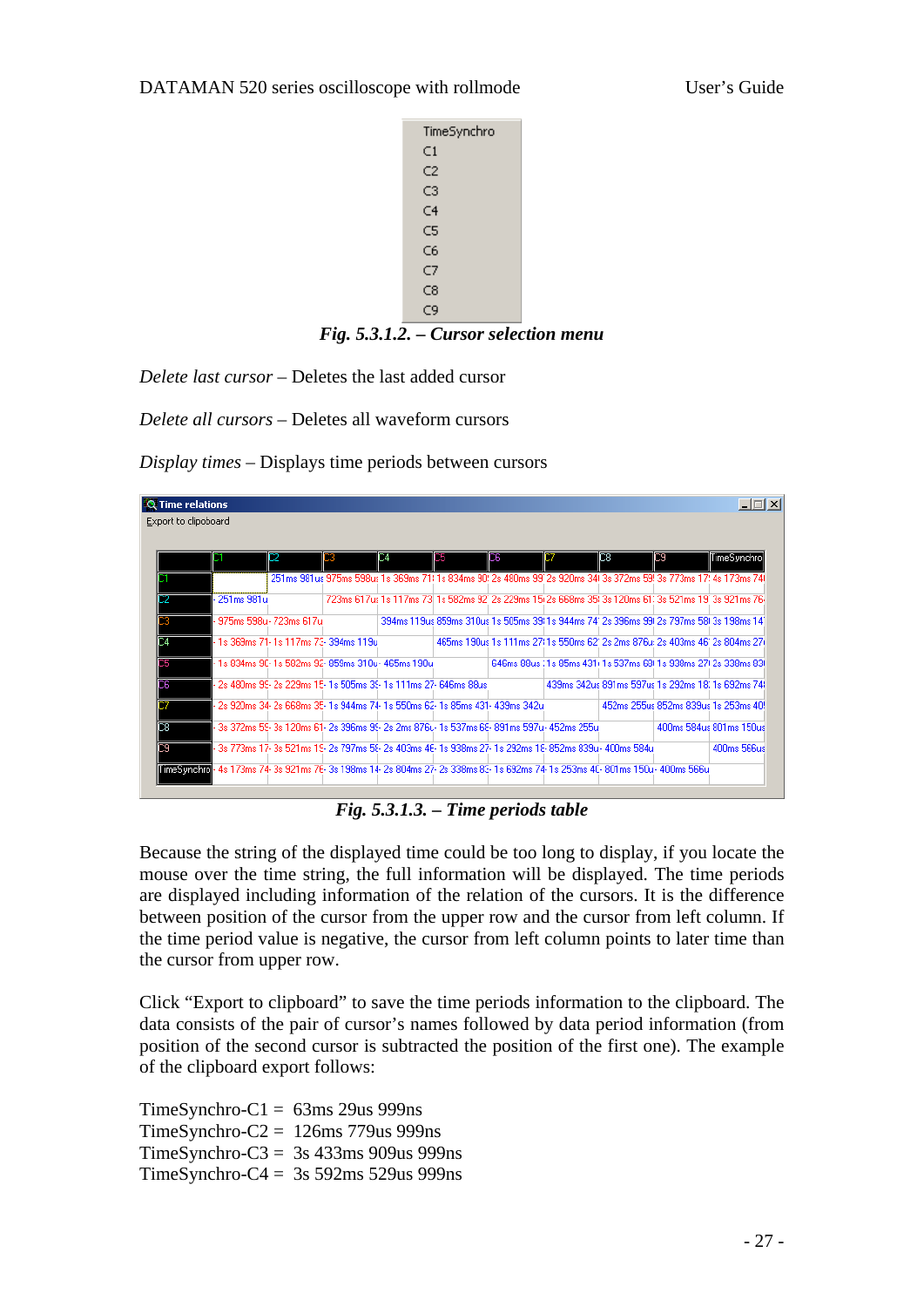TimeSynchro
C1
C2
C3
C4
C5
C6
C7
C8
C9

***Fig. 5.3.1.2. – Cursor selection menu***

*Delete last cursor* – Deletes the last added cursor

*Delete all cursors* – Deletes all waveform cursors

*Display times* – Displays time periods between cursors

Time relations

Export to clipboard

***Fig. 5.3.1.3. – Time periods table***

Because the string of the displayed time could be too long to display, if you locate the mouse over the time string, the full information will be displayed. The time periods are displayed including information of the relation of the cursors. It is the difference between position of the cursor from the upper row and the cursor from left column. If the time period value is negative, the cursor from left column points to later time than the cursor from upper row.

Click "Export to clipboard" to save the time periods information to the clipboard. The data consists of the pair of cursor's names followed by data period information (from position of the second cursor is subtracted the position of the first one). The example of the clipboard export follows:

TimeSynchro-C1 = 63ms 29us 999ns
TimeSynchro-C2 = 126ms 779us 999ns
TimeSynchro-C3 = 3s 433ms 909us 999ns
TimeSynchro-C4 = 3s 592ms 529us 999ns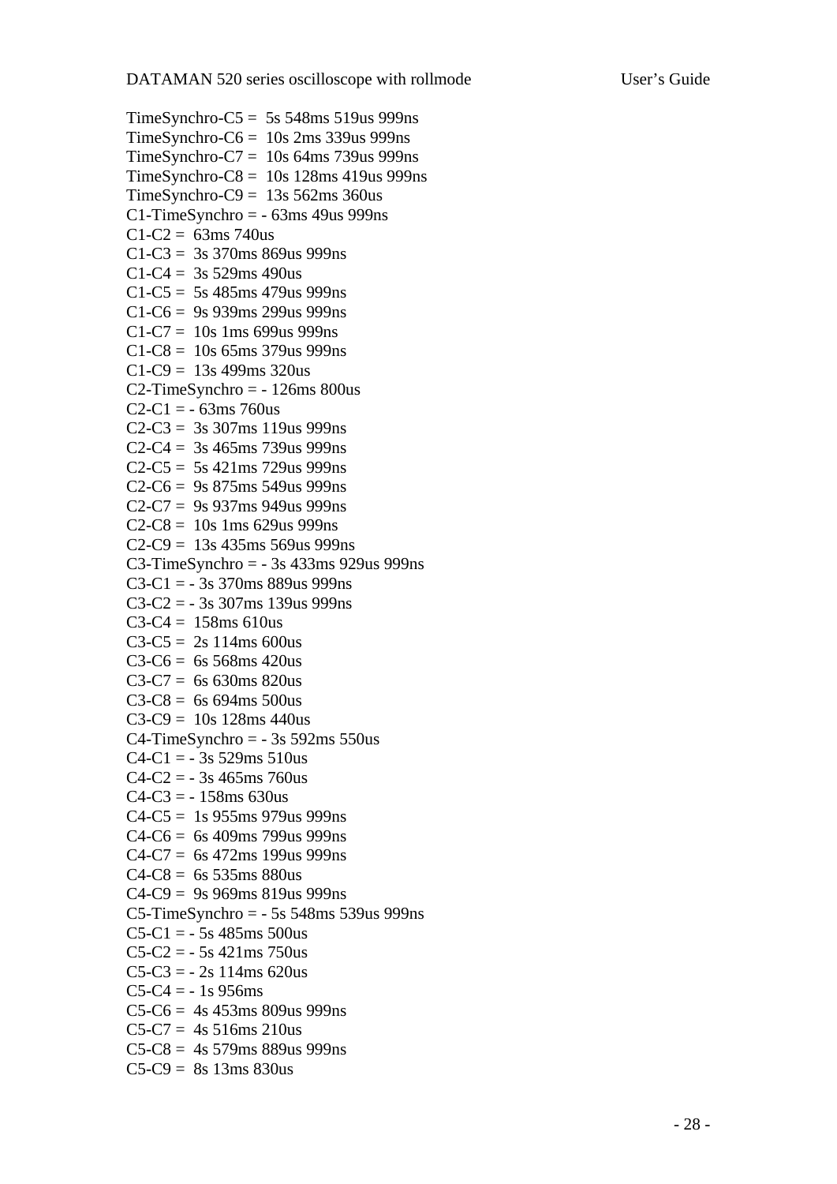TimeSynchro-C5 =  5s 548ms 519us 999ns
TimeSynchro-C6 =  10s 2ms 339us 999ns
TimeSynchro-C7 =  10s 64ms 739us 999ns
TimeSynchro-C8 =  10s 128ms 419us 999ns
TimeSynchro-C9 =  13s 562ms 360us
C1-TimeSynchro = - 63ms 49us 999ns
C1-C2 =  63ms 740us
C1-C3 =  3s 370ms 869us 999ns
C1-C4 =  3s 529ms 490us
C1-C5 =  5s 485ms 479us 999ns
C1-C6 =  9s 939ms 299us 999ns
C1-C7 =  10s 1ms 699us 999ns
C1-C8 =  10s 65ms 379us 999ns
C1-C9 =  13s 499ms 320us
C2-TimeSynchro = - 126ms 800us
C2-C1 = - 63ms 760us
C2-C3 =  3s 307ms 119us 999ns
C2-C4 =  3s 465ms 739us 999ns
C2-C5 =  5s 421ms 729us 999ns
C2-C6 =  9s 875ms 549us 999ns
C2-C7 =  9s 937ms 949us 999ns
C2-C8 =  10s 1ms 629us 999ns
C2-C9 =  13s 435ms 569us 999ns
C3-TimeSynchro = - 3s 433ms 929us 999ns
C3-C1 = - 3s 370ms 889us 999ns
C3-C2 = - 3s 307ms 139us 999ns
C3-C4 =  158ms 610us
C3-C5 =  2s 114ms 600us
C3-C6 =  6s 568ms 420us
C3-C7 =  6s 630ms 820us
C3-C8 =  6s 694ms 500us
C3-C9 =  10s 128ms 440us
C4-TimeSynchro = - 3s 592ms 550us
C4-C1 = - 3s 529ms 510us
C4-C2 = - 3s 465ms 760us
C4-C3 = - 158ms 630us
C4-C5 =  1s 955ms 979us 999ns
C4-C6 =  6s 409ms 799us 999ns
C4-C7 =  6s 472ms 199us 999ns
C4-C8 =  6s 535ms 880us
C4-C9 =  9s 969ms 819us 999ns
C5-TimeSynchro = - 5s 548ms 539us 999ns
C5-C1 = - 5s 485ms 500us
C5-C2 = - 5s 421ms 750us
C5-C3 = - 2s 114ms 620us
C5-C4 = - 1s 956ms
C5-C6 =  4s 453ms 809us 999ns
C5-C7 =  4s 516ms 210us
C5-C8 =  4s 579ms 889us 999ns
C5-C9 =  8s 13ms 830us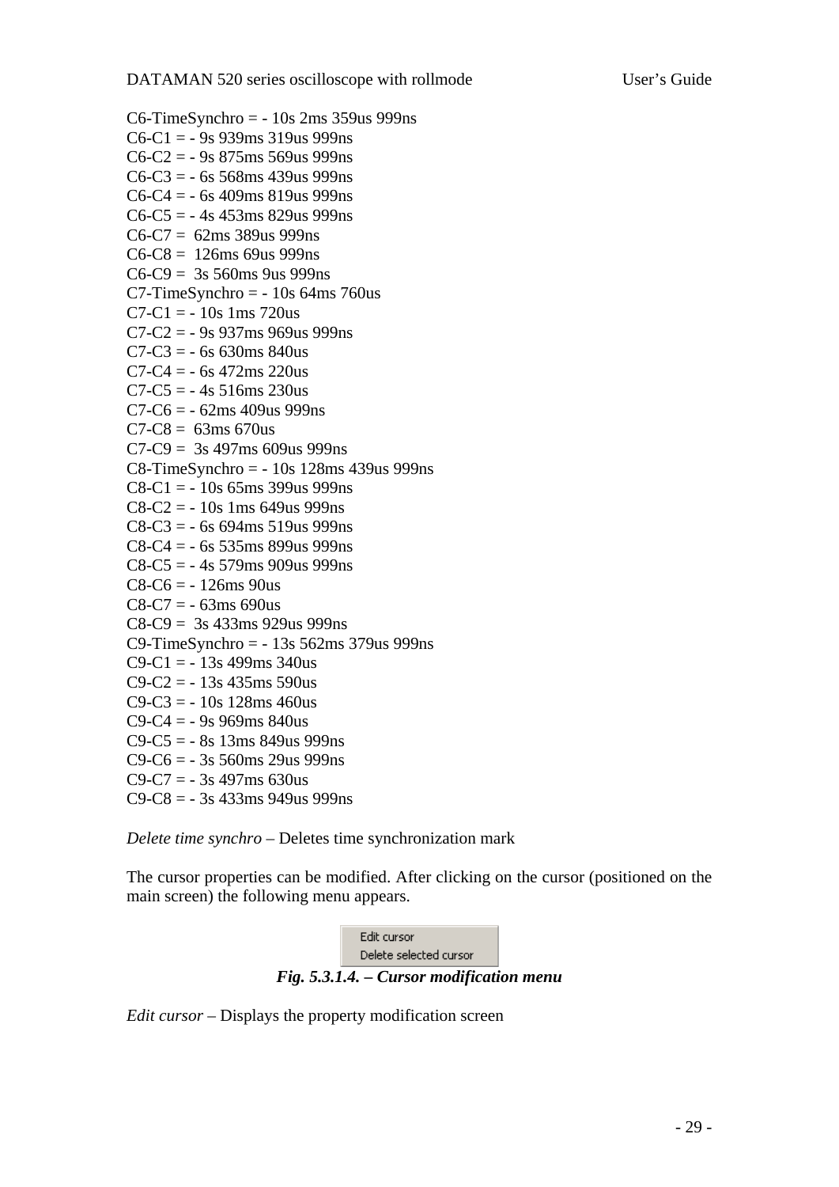C6-TimeSynchro = - 10s 2ms 359us 999ns
C6-C1 = - 9s 939ms 319us 999ns
C6-C2 = - 9s 875ms 569us 999ns
C6-C3 = - 6s 568ms 439us 999ns
C6-C4 = - 6s 409ms 819us 999ns
C6-C5 = - 4s 453ms 829us 999ns
C6-C7 =  62ms 389us 999ns
C6-C8 =  126ms 69us 999ns
C6-C9 =  3s 560ms 9us 999ns
C7-TimeSynchro = - 10s 64ms 760us
C7-C1 = - 10s 1ms 720us
C7-C2 = - 9s 937ms 969us 999ns
C7-C3 = - 6s 630ms 840us
C7-C4 = - 6s 472ms 220us
C7-C5 = - 4s 516ms 230us
C7-C6 = - 62ms 409us 999ns
C7-C8 =  63ms 670us
C7-C9 =  3s 497ms 609us 999ns
C8-TimeSynchro = - 10s 128ms 439us 999ns
C8-C1 = - 10s 65ms 399us 999ns
C8-C2 = - 10s 1ms 649us 999ns
C8-C3 = - 6s 694ms 519us 999ns
C8-C4 = - 6s 535ms 899us 999ns
C8-C5 = - 4s 579ms 909us 999ns
C8-C6 = - 126ms 90us
C8-C7 = - 63ms 690us
C8-C9 =  3s 433ms 929us 999ns
C9-TimeSynchro = - 13s 562ms 379us 999ns
C9-C1 = - 13s 499ms 340us
C9-C2 = - 13s 435ms 590us
C9-C3 = - 10s 128ms 460us
C9-C4 = - 9s 969ms 840us
C9-C5 = - 8s 13ms 849us 999ns
C9-C6 = - 3s 560ms 29us 999ns
C9-C7 = - 3s 497ms 630us
C9-C8 = - 3s 433ms 949us 999ns

*Delete time synchro* – Deletes time synchronization mark

The cursor properties can be modified. After clicking on the cursor (positioned on the main screen) the following menu appears.

Edit cursor
Delete selected cursor

***Fig. 5.3.1.4. – Cursor modification menu***

*Edit cursor* – Displays the property modification screen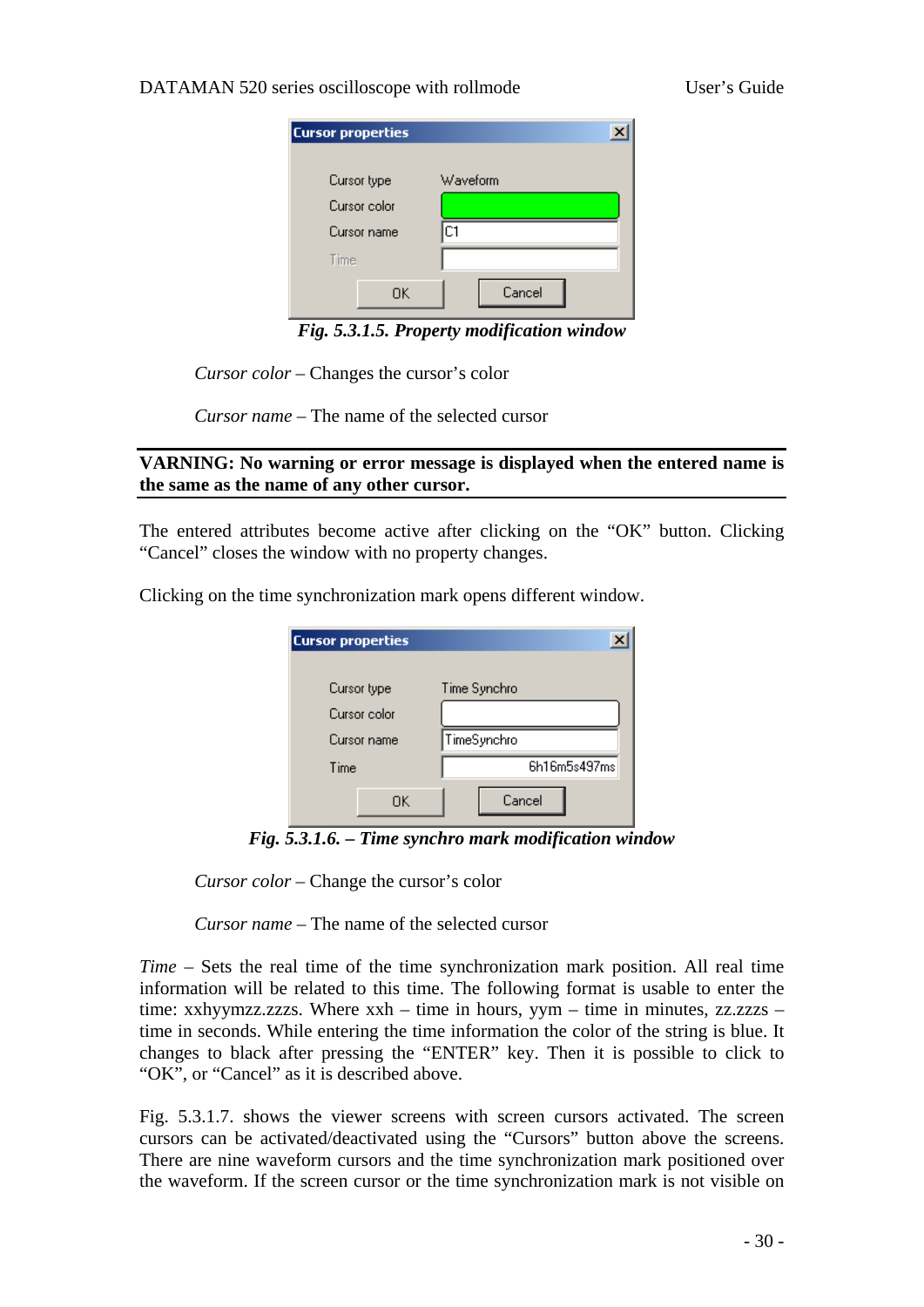**Cursor properties**

| | |
|---|---|
| Cursor type | Waveform |
| Cursor color | |
| Cursor name | C1 |
| Time | |

OK   Cancel

***Fig. 5.3.1.5. Property modification window***

*Cursor color* – Changes the cursor's color

*Cursor name* – The name of the selected cursor

---

**VARNING: No warning or error message is displayed when the entered name is the same as the name of any other cursor.**

---

The entered attributes become active after clicking on the "OK" button. Clicking "Cancel" closes the window with no property changes.

Clicking on the time synchronization mark opens different window.

**Cursor properties**

| | |
|---|---|
| Cursor type | Time Synchro |
| Cursor color | |
| Cursor name | TimeSynchro |
| Time | 6h16m5s497ms |

OK   Cancel

***Fig. 5.3.1.6. – Time synchro mark modification window***

*Cursor color* – Change the cursor's color

*Cursor name* – The name of the selected cursor

*Time* – Sets the real time of the time synchronization mark position. All real time information will be related to this time. The following format is usable to enter the time: xxhyymzz.zzzs. Where xxh – time in hours, yym – time in minutes, zz.zzzs – time in seconds. While entering the time information the color of the string is blue. It changes to black after pressing the "ENTER" key. Then it is possible to click to "OK", or "Cancel" as it is described above.

Fig. 5.3.1.7. shows the viewer screens with screen cursors activated. The screen cursors can be activated/deactivated using the "Cursors" button above the screens. There are nine waveform cursors and the time synchronization mark positioned over the waveform. If the screen cursor or the time synchronization mark is not visible on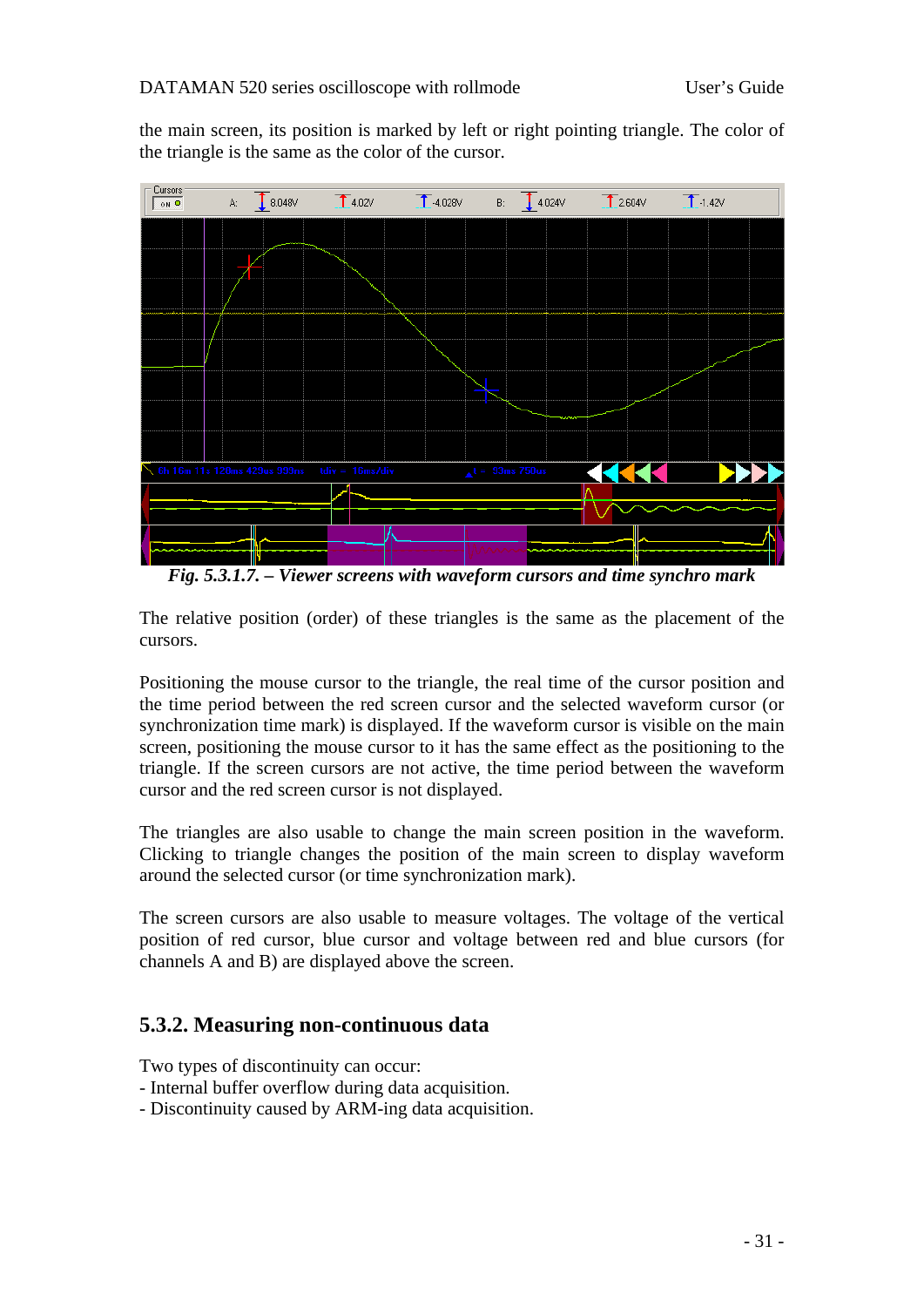the main screen, its position is marked by left or right pointing triangle. The color of the triangle is the same as the color of the cursor.

*Fig. 5.3.1.7. – Viewer screens with waveform cursors and time synchro mark*

The relative position (order) of these triangles is the same as the placement of the cursors.

Positioning the mouse cursor to the triangle, the real time of the cursor position and the time period between the red screen cursor and the selected waveform cursor (or synchronization time mark) is displayed. If the waveform cursor is visible on the main screen, positioning the mouse cursor to it has the same effect as the positioning to the triangle. If the screen cursors are not active, the time period between the waveform cursor and the red screen cursor is not displayed.

The triangles are also usable to change the main screen position in the waveform. Clicking to triangle changes the position of the main screen to display waveform around the selected cursor (or time synchronization mark).

The screen cursors are also usable to measure voltages. The voltage of the vertical position of red cursor, blue cursor and voltage between red and blue cursors (for channels A and B) are displayed above the screen.

## 5.3.2. Measuring non-continuous data

Two types of discontinuity can occur:
- Internal buffer overflow during data acquisition.
- Discontinuity caused by ARM-ing data acquisition.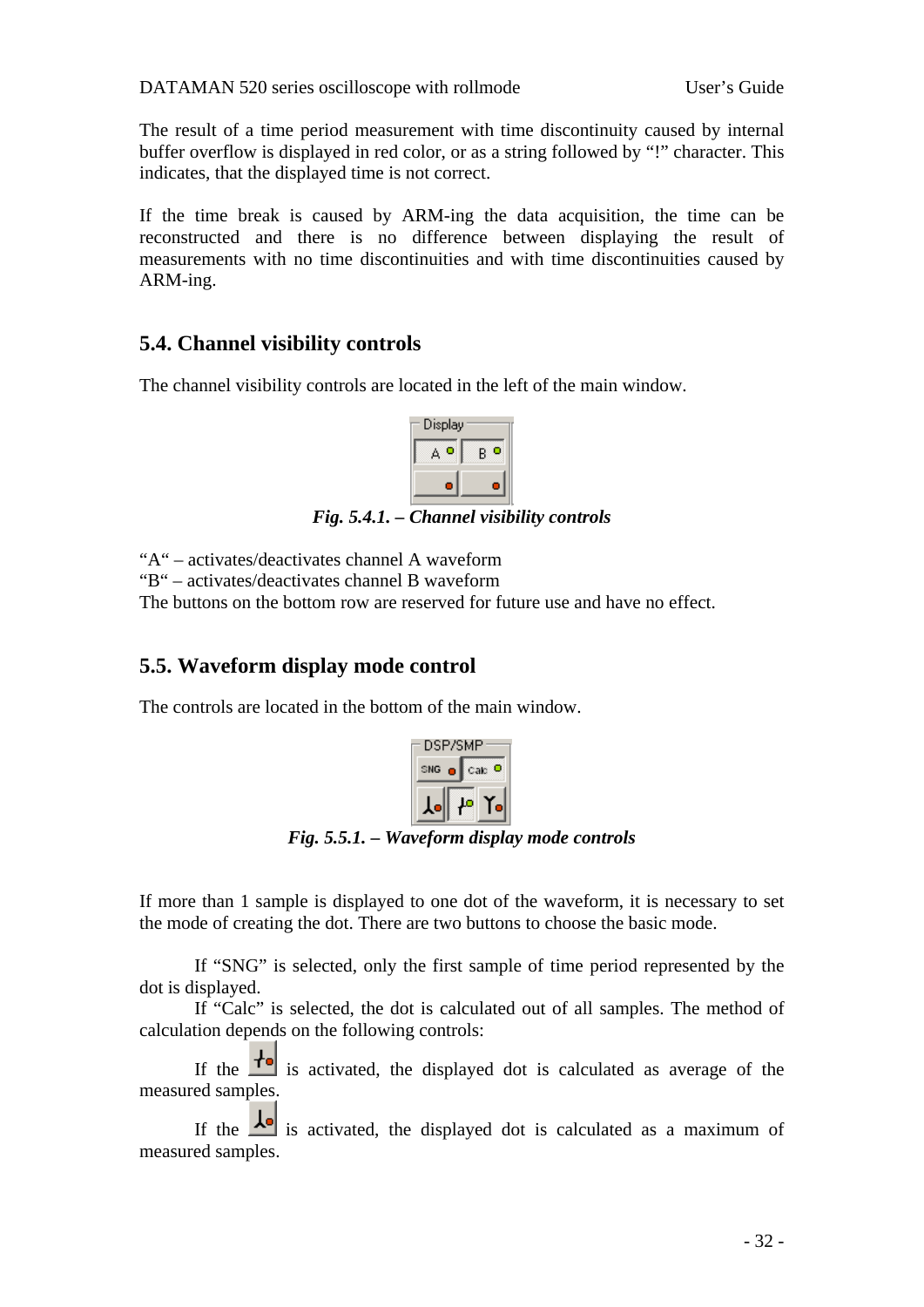The result of a time period measurement with time discontinuity caused by internal buffer overflow is displayed in red color, or as a string followed by "!" character. This indicates, that the displayed time is not correct.

If the time break is caused by ARM-ing the data acquisition, the time can be reconstructed and there is no difference between displaying the result of measurements with no time discontinuities and with time discontinuities caused by ARM-ing.

## 5.4. Channel visibility controls

The channel visibility controls are located in the left of the main window.

*Fig. 5.4.1. – Channel visibility controls*

"A" – activates/deactivates channel A waveform
"B" – activates/deactivates channel B waveform
The buttons on the bottom row are reserved for future use and have no effect.

## 5.5. Waveform display mode control

The controls are located in the bottom of the main window.

*Fig. 5.5.1. – Waveform display mode controls*

If more than 1 sample is displayed to one dot of the waveform, it is necessary to set the mode of creating the dot. There are two buttons to choose the basic mode.

If "SNG" is selected, only the first sample of time period represented by the dot is displayed.

If "Calc" is selected, the dot is calculated out of all samples. The method of calculation depends on the following controls:

If the [button] is activated, the displayed dot is calculated as average of the measured samples.

If the [button] is activated, the displayed dot is calculated as a maximum of measured samples.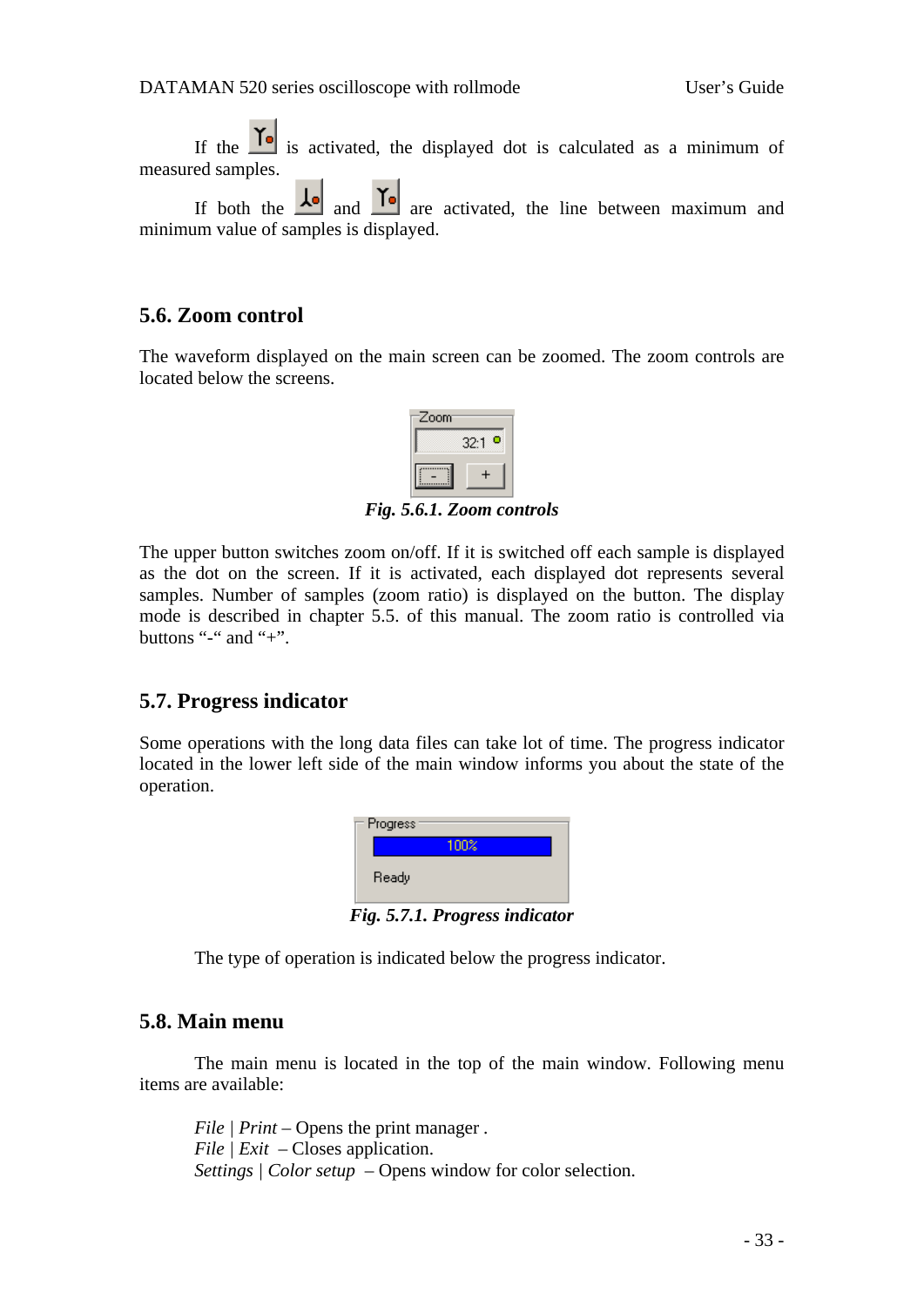If the is activated, the displayed dot is calculated as a minimum of measured samples.

If both the and are activated, the line between maximum and minimum value of samples is displayed.

## 5.6. Zoom control

The waveform displayed on the main screen can be zoomed. The zoom controls are located below the screens.

*Fig. 5.6.1. Zoom controls*

The upper button switches zoom on/off. If it is switched off each sample is displayed as the dot on the screen. If it is activated, each displayed dot represents several samples. Number of samples (zoom ratio) is displayed on the button. The display mode is described in chapter 5.5. of this manual. The zoom ratio is controlled via buttons "-" and "+".

## 5.7. Progress indicator

Some operations with the long data files can take lot of time. The progress indicator located in the lower left side of the main window informs you about the state of the operation.

*Fig. 5.7.1. Progress indicator*

The type of operation is indicated below the progress indicator.

## 5.8. Main menu

The main menu is located in the top of the main window. Following menu items are available:

*File | Print* – Opens the print manager .
*File | Exit* – Closes application.
*Settings | Color setup* – Opens window for color selection.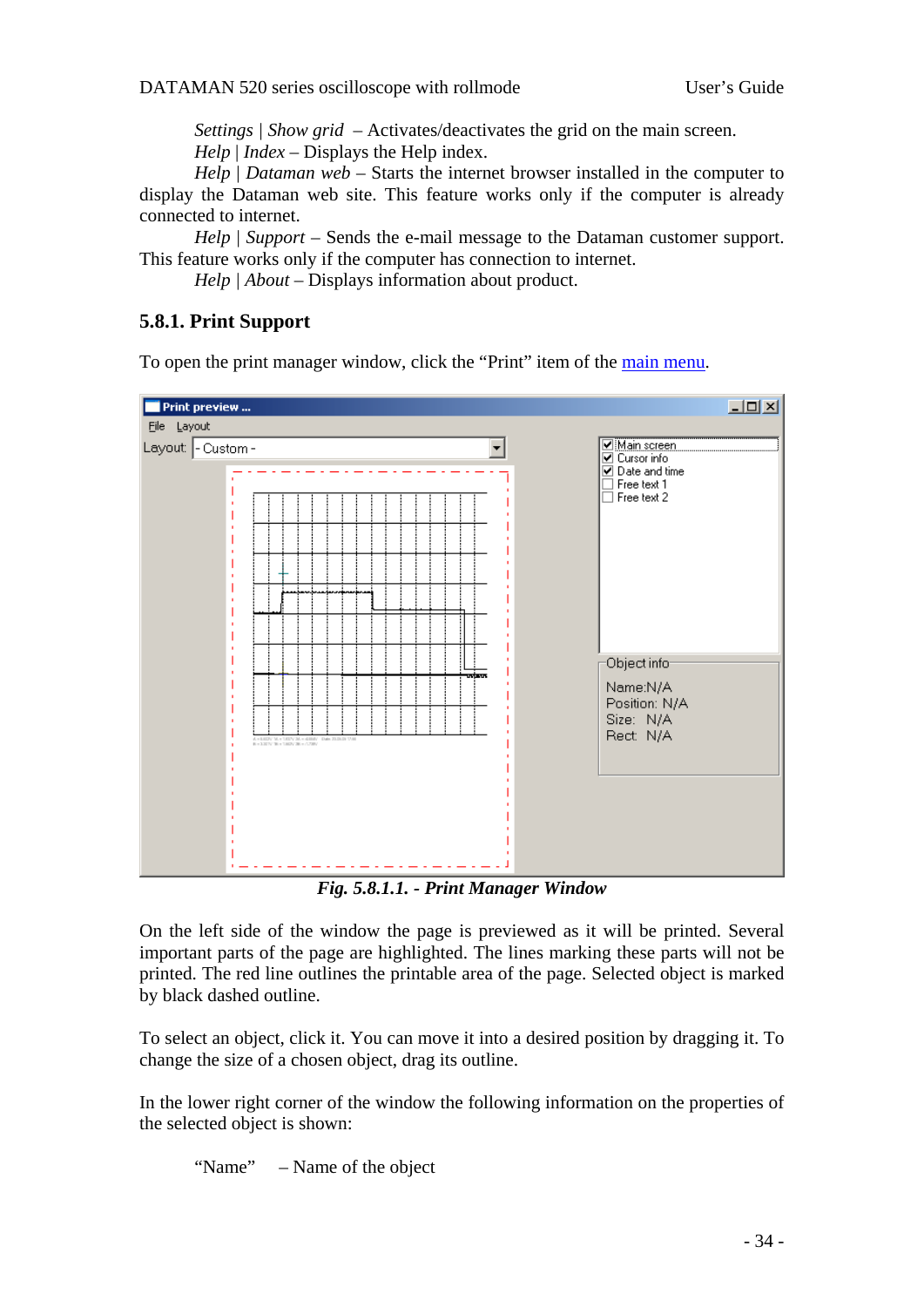*Settings | Show grid* – Activates/deactivates the grid on the main screen.
*Help | Index* – Displays the Help index.
*Help | Dataman web* – Starts the internet browser installed in the computer to display the Dataman web site. This feature works only if the computer is already connected to internet.
*Help | Support* – Sends the e-mail message to the Dataman customer support. This feature works only if the computer has connection to internet.
*Help | About* – Displays information about product.

### 5.8.1. Print Support

To open the print manager window, click the "Print" item of the main menu.

***Fig. 5.8.1.1. - Print Manager Window***

On the left side of the window the page is previewed as it will be printed. Several important parts of the page are highlighted. The lines marking these parts will not be printed. The red line outlines the printable area of the page. Selected object is marked by black dashed outline.

To select an object, click it. You can move it into a desired position by dragging it. To change the size of a chosen object, drag its outline.

In the lower right corner of the window the following information on the properties of the selected object is shown:

"Name" – Name of the object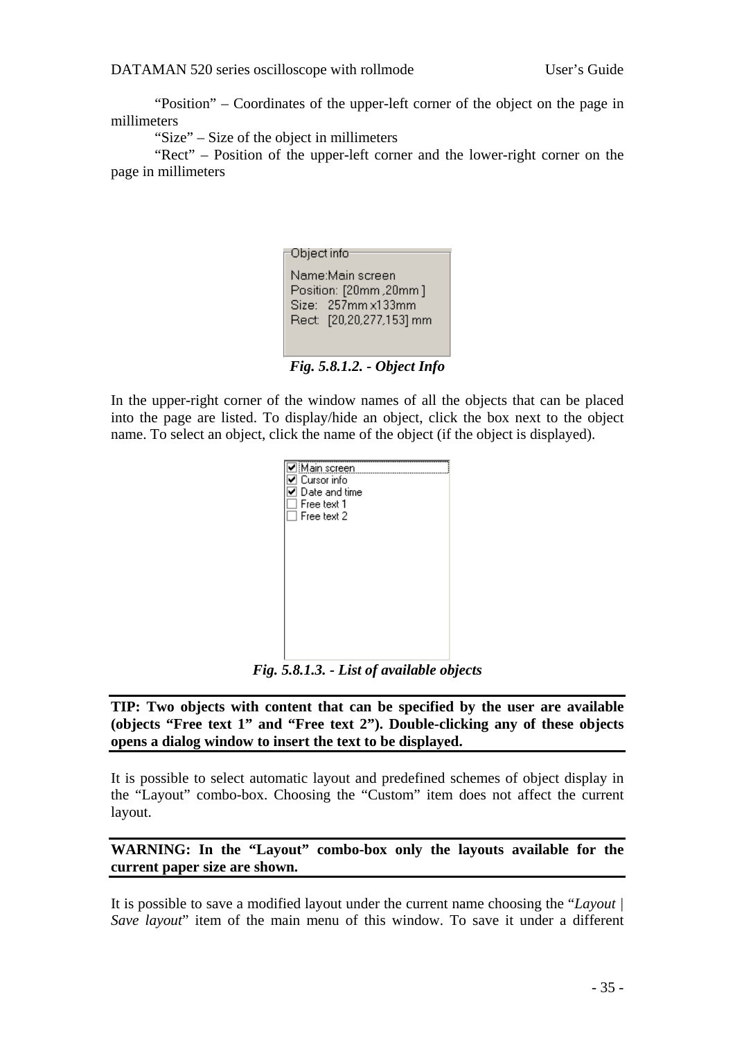"Position" – Coordinates of the upper-left corner of the object on the page in millimeters

"Size" – Size of the object in millimeters

"Rect" – Position of the upper-left corner and the lower-right corner on the page in millimeters

Object info

Name:Main screen
Position: [20mm ,20mm ]
Size: 257mm x133mm
Rect: [20,20,277,153] mm

*Fig. 5.8.1.2. - Object Info*

In the upper-right corner of the window names of all the objects that can be placed into the page are listed. To display/hide an object, click the box next to the object name. To select an object, click the name of the object (if the object is displayed).

- ☑ Main screen
- ☑ Cursor info
- ☑ Date and time
- ☐ Free text 1
- ☐ Free text 2

*Fig. 5.8.1.3. - List of available objects*

**TIP: Two objects with content that can be specified by the user are available (objects "Free text 1" and "Free text 2"). Double-clicking any of these objects opens a dialog window to insert the text to be displayed.**

It is possible to select automatic layout and predefined schemes of object display in the "Layout" combo-box. Choosing the "Custom" item does not affect the current layout.

**WARNING: In the "Layout" combo-box only the layouts available for the current paper size are shown.**

It is possible to save a modified layout under the current name choosing the "*Layout | Save layout*" item of the main menu of this window. To save it under a different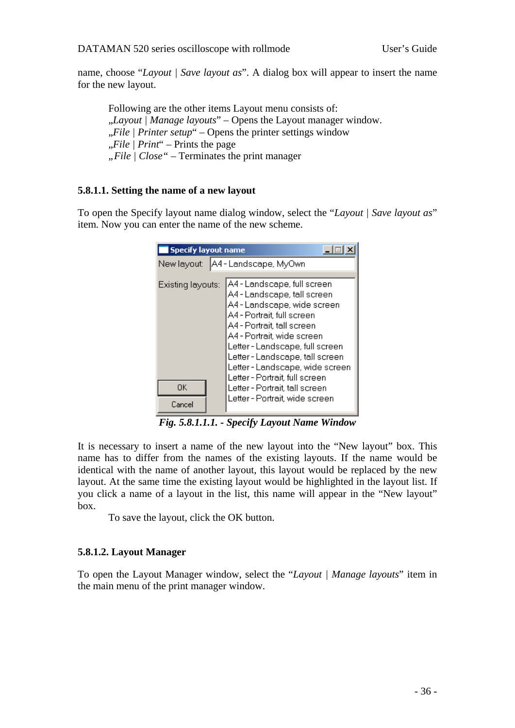name, choose “*Layout* | *Save layout as*”. A dialog box will appear to insert the name for the new layout.

Following are the other items Layout menu consists of:
„*Layout* | *Manage layouts*” – Opens the Layout manager window.
„*File* | *Printer setup*“ – Opens the printer settings window
„*File* | *Print*“ – Prints the page
„*File* | *Close*“ – Terminates the print manager

### 5.8.1.1. Setting the name of a new layout

To open the Specify layout name dialog window, select the “*Layout* | *Save layout as*” item. Now you can enter the name of the new scheme.

***Fig. 5.8.1.1.1. - Specify Layout Name Window***

It is necessary to insert a name of the new layout into the “New layout” box. This name has to differ from the names of the existing layouts. If the name would be identical with the name of another layout, this layout would be replaced by the new layout. At the same time the existing layout would be highlighted in the layout list. If you click a name of a layout in the list, this name will appear in the “New layout” box.

To save the layout, click the OK button.

### 5.8.1.2. Layout Manager

To open the Layout Manager window, select the “*Layout* | *Manage layouts*” item in the main menu of the print manager window.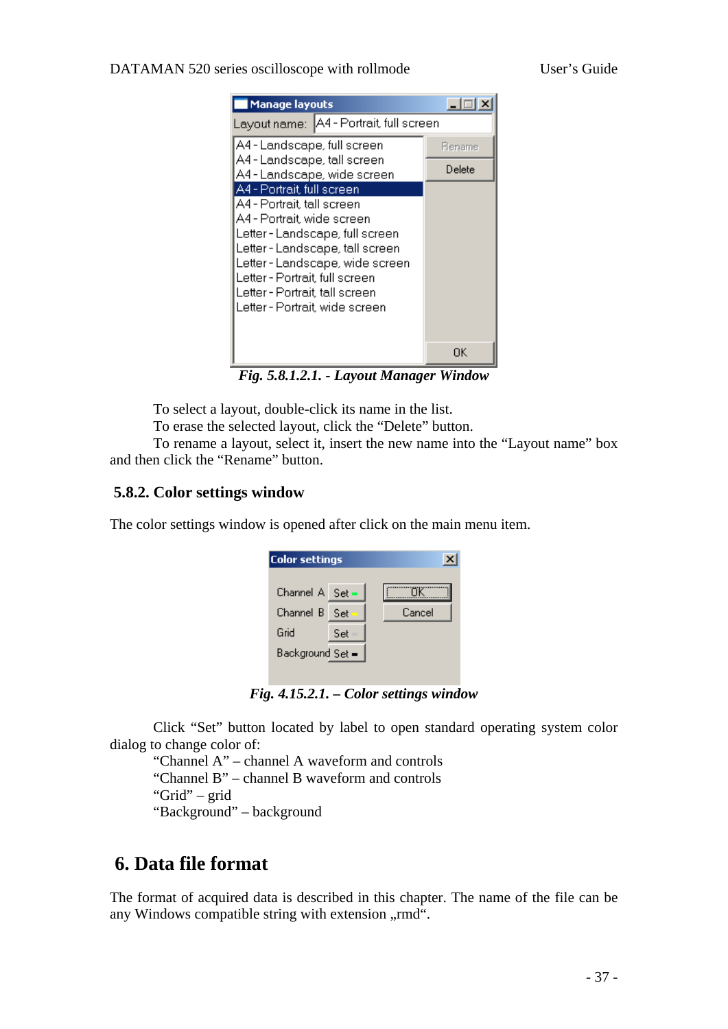*Fig. 5.8.1.2.1. - Layout Manager Window*

To select a layout, double-click its name in the list.

To erase the selected layout, click the “Delete” button.

To rename a layout, select it, insert the new name into the “Layout name” box and then click the “Rename” button.

### 5.8.2. Color settings window

The color settings window is opened after click on the main menu item.

*Fig. 4.15.2.1. – Color settings window*

Click “Set” button located by label to open standard operating system color dialog to change color of:

“Channel A” – channel A waveform and controls
“Channel B” – channel B waveform and controls
“Grid” – grid
“Background” – background

## 6. Data file format

The format of acquired data is described in this chapter. The name of the file can be any Windows compatible string with extension „rmd“.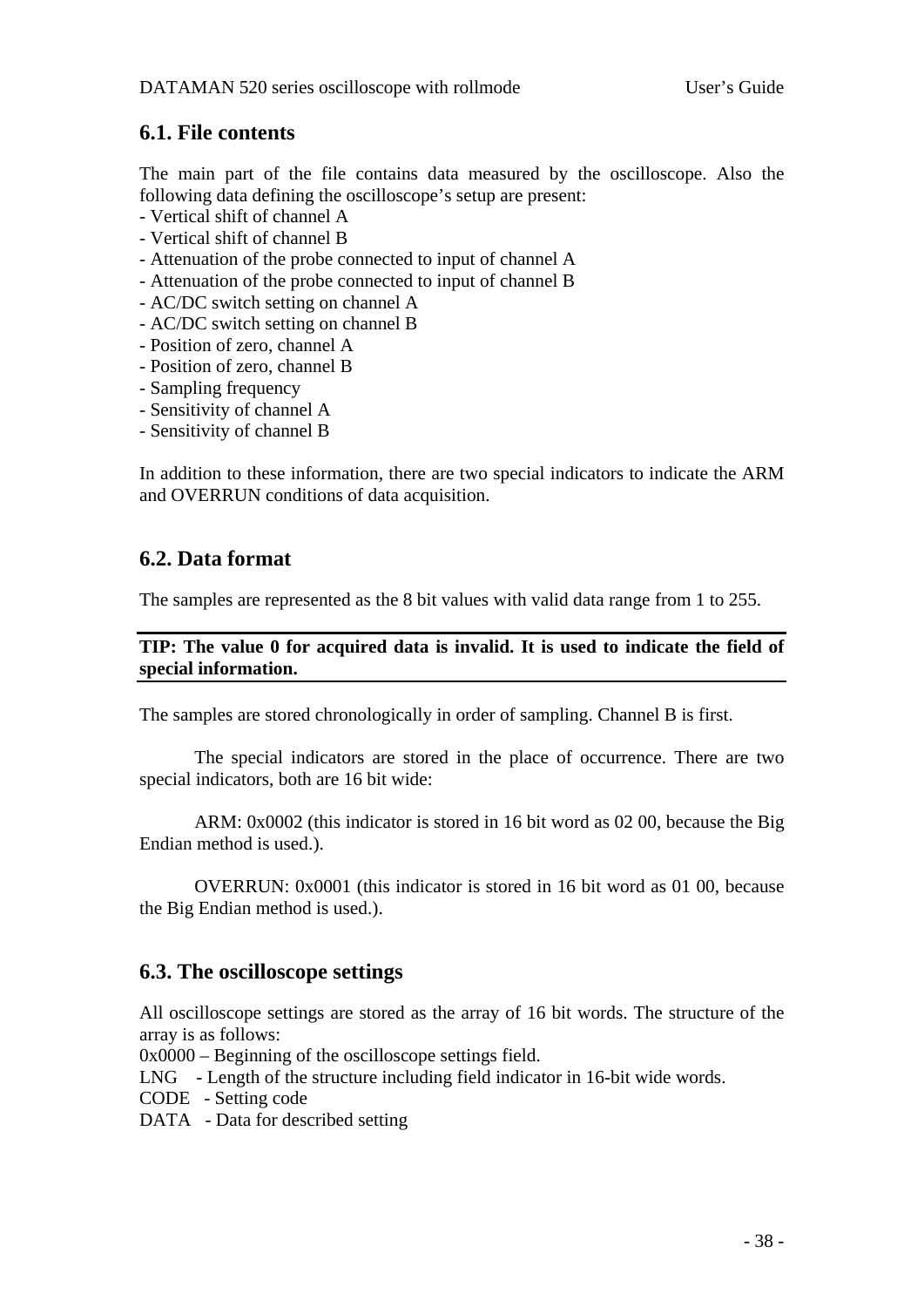## 6.1. File contents

The main part of the file contains data measured by the oscilloscope. Also the following data defining the oscilloscope's setup are present:

- Vertical shift of channel A
- Vertical shift of channel B
- Attenuation of the probe connected to input of channel A
- Attenuation of the probe connected to input of channel B
- AC/DC switch setting on channel A
- AC/DC switch setting on channel B
- Position of zero, channel A
- Position of zero, channel B
- Sampling frequency
- Sensitivity of channel A
- Sensitivity of channel B

In addition to these information, there are two special indicators to indicate the ARM and OVERRUN conditions of data acquisition.

## 6.2. Data format

The samples are represented as the 8 bit values with valid data range from 1 to 255.

**TIP: The value 0 for acquired data is invalid. It is used to indicate the field of special information.**

The samples are stored chronologically in order of sampling. Channel B is first.

The special indicators are stored in the place of occurrence. There are two special indicators, both are 16 bit wide:

ARM: 0x0002 (this indicator is stored in 16 bit word as 02 00, because the Big Endian method is used.).

OVERRUN: 0x0001 (this indicator is stored in 16 bit word as 01 00, because the Big Endian method is used.).

## 6.3. The oscilloscope settings

All oscilloscope settings are stored as the array of 16 bit words. The structure of the array is as follows:

0x0000 – Beginning of the oscilloscope settings field.

LNG - Length of the structure including field indicator in 16-bit wide words.

CODE - Setting code

DATA - Data for described setting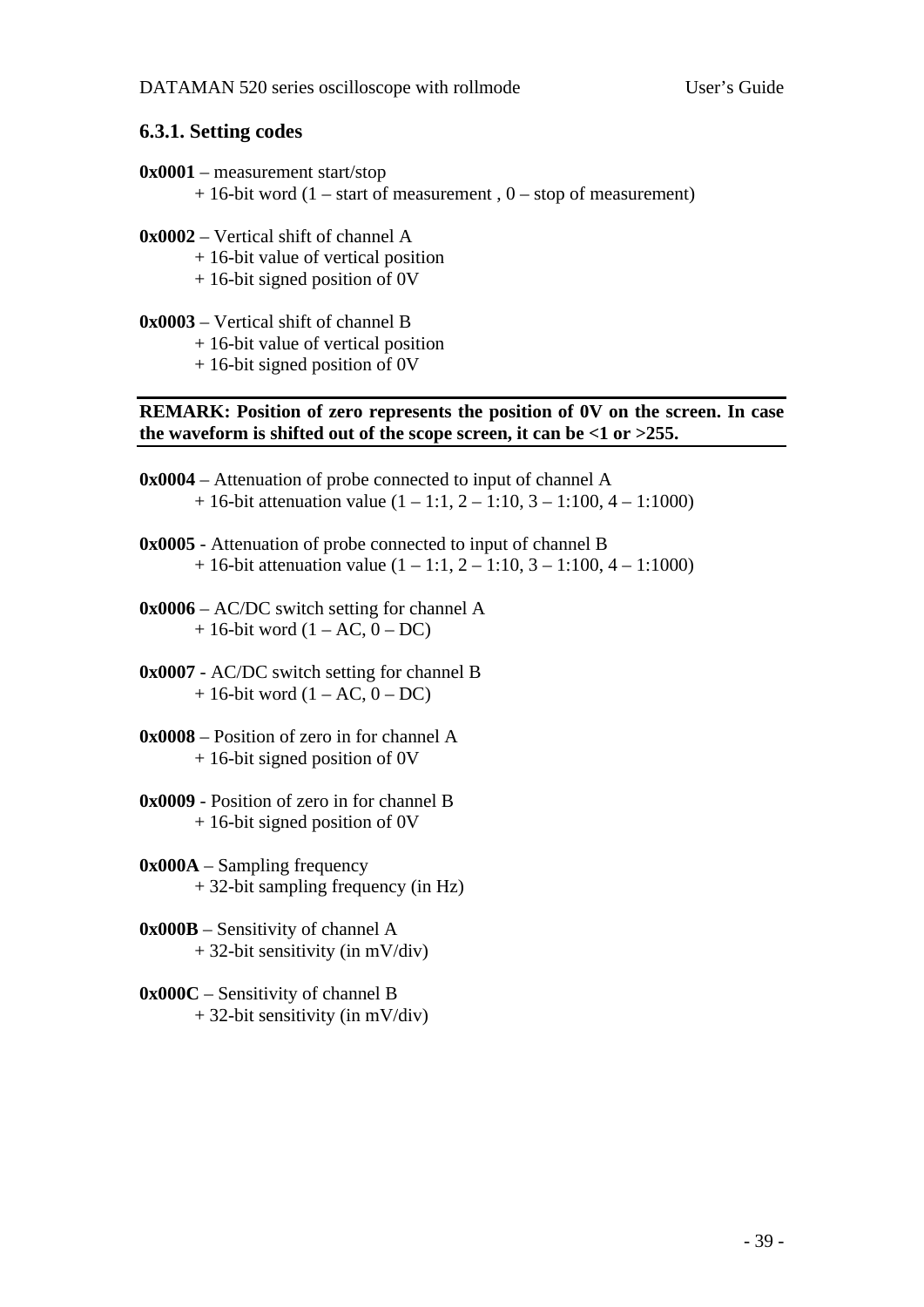### 6.3.1. Setting codes

**0x0001** – measurement start/stop
+ 16-bit word (1 – start of measurement , 0 – stop of measurement)

**0x0002** – Vertical shift of channel A
+ 16-bit value of vertical position
+ 16-bit signed position of 0V

**0x0003** – Vertical shift of channel B
+ 16-bit value of vertical position
+ 16-bit signed position of 0V

---

**REMARK: Position of zero represents the position of 0V on the screen. In case the waveform is shifted out of the scope screen, it can be <1 or >255.**

---

**0x0004** – Attenuation of probe connected to input of channel A
+ 16-bit attenuation value (1 – 1:1, 2 – 1:10, 3 – 1:100, 4 – 1:1000)

**0x0005** - Attenuation of probe connected to input of channel B
+ 16-bit attenuation value (1 – 1:1, 2 – 1:10, 3 – 1:100, 4 – 1:1000)

**0x0006** – AC/DC switch setting for channel A
+ 16-bit word (1 – AC, 0 – DC)

**0x0007** - AC/DC switch setting for channel B
+ 16-bit word (1 – AC, 0 – DC)

**0x0008** – Position of zero in for channel A
+ 16-bit signed position of 0V

**0x0009** - Position of zero in for channel B
+ 16-bit signed position of 0V

**0x000A** – Sampling frequency
+ 32-bit sampling frequency (in Hz)

**0x000B** – Sensitivity of channel A
+ 32-bit sensitivity (in mV/div)

**0x000C** – Sensitivity of channel B
+ 32-bit sensitivity (in mV/div)